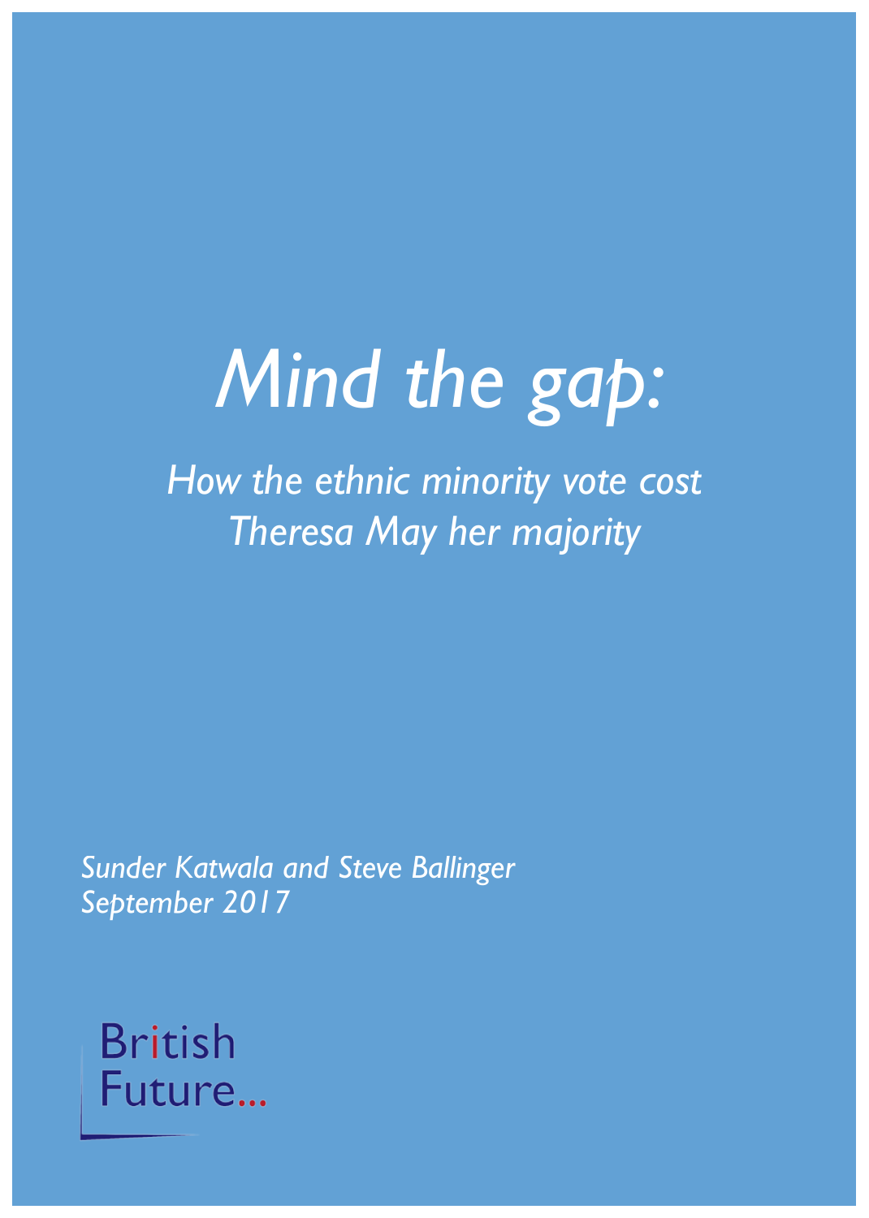# *Mind the gap:*

## *How the ethnic minority vote cost Theresa May her majority*

*Sunder Katwala and Steve Ballinger*
*September 2017*

British Future...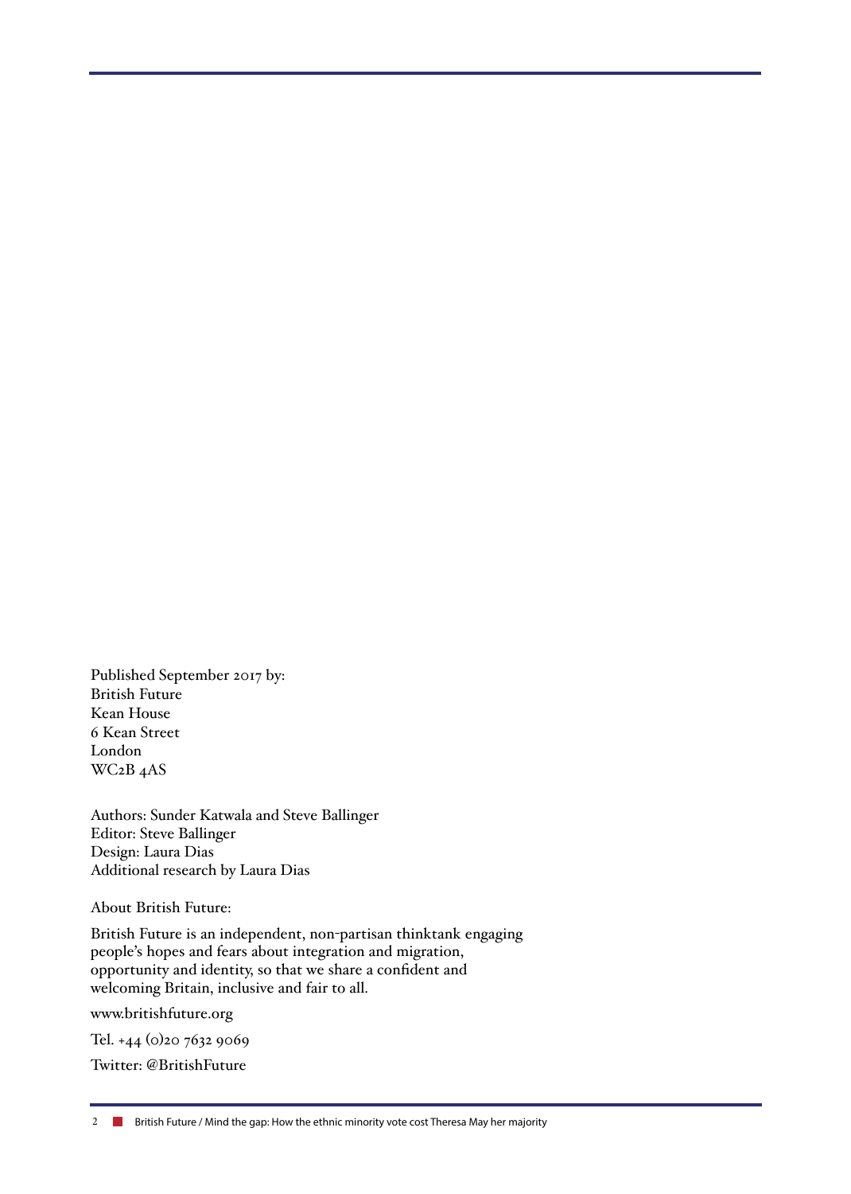Published September 2017 by:
British Future
Kean House
6 Kean Street
London
WC2B 4AS

Authors: Sunder Katwala and Steve Ballinger
Editor: Steve Ballinger
Design: Laura Dias
Additional research by Laura Dias

About British Future:

British Future is an independent, non-partisan thinktank engaging people's hopes and fears about integration and migration, opportunity and identity, so that we share a confident and welcoming Britain, inclusive and fair to all.

www.britishfuture.org

Tel. +44 (0)20 7632 9069

Twitter: @BritishFuture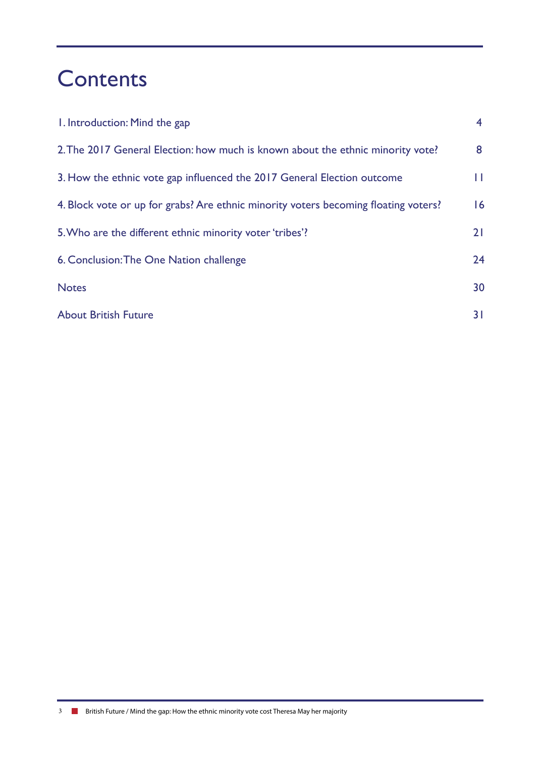# Contents

| | |
|---|---|
| 1. Introduction: Mind the gap | 4 |
| 2. The 2017 General Election: how much is known about the ethnic minority vote? | 8 |
| 3. How the ethnic vote gap influenced the 2017 General Election outcome | 11 |
| 4. Block vote or up for grabs? Are ethnic minority voters becoming floating voters? | 16 |
| 5. Who are the different ethnic minority voter 'tribes'? | 21 |
| 6. Conclusion: The One Nation challenge | 24 |
| Notes | 30 |
| About British Future | 31 |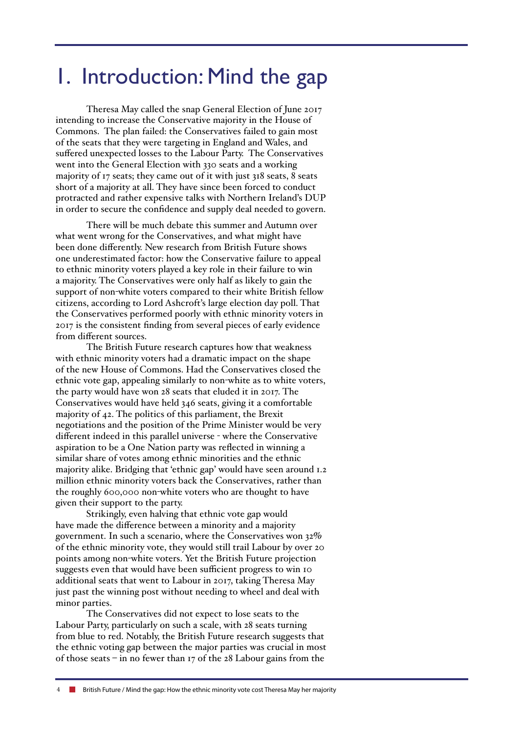# 1. Introduction: Mind the gap

Theresa May called the snap General Election of June 2017 intending to increase the Conservative majority in the House of Commons. The plan failed: the Conservatives failed to gain most of the seats that they were targeting in England and Wales, and suffered unexpected losses to the Labour Party. The Conservatives went into the General Election with 330 seats and a working majority of 17 seats; they came out of it with just 318 seats, 8 seats short of a majority at all. They have since been forced to conduct protracted and rather expensive talks with Northern Ireland's DUP in order to secure the confidence and supply deal needed to govern.

There will be much debate this summer and Autumn over what went wrong for the Conservatives, and what might have been done differently. New research from British Future shows one underestimated factor: how the Conservative failure to appeal to ethnic minority voters played a key role in their failure to win a majority. The Conservatives were only half as likely to gain the support of non-white voters compared to their white British fellow citizens, according to Lord Ashcroft's large election day poll. That the Conservatives performed poorly with ethnic minority voters in 2017 is the consistent finding from several pieces of early evidence from different sources.

The British Future research captures how that weakness with ethnic minority voters had a dramatic impact on the shape of the new House of Commons. Had the Conservatives closed the ethnic vote gap, appealing similarly to non-white as to white voters, the party would have won 28 seats that eluded it in 2017. The Conservatives would have held 346 seats, giving it a comfortable majority of 42. The politics of this parliament, the Brexit negotiations and the position of the Prime Minister would be very different indeed in this parallel universe - where the Conservative aspiration to be a One Nation party was reflected in winning a similar share of votes among ethnic minorities and the ethnic majority alike. Bridging that 'ethnic gap' would have seen around 1.2 million ethnic minority voters back the Conservatives, rather than the roughly 600,000 non-white voters who are thought to have given their support to the party.

Strikingly, even halving that ethnic vote gap would have made the difference between a minority and a majority government. In such a scenario, where the Conservatives won 32% of the ethnic minority vote, they would still trail Labour by over 20 points among non-white voters. Yet the British Future projection suggests even that would have been sufficient progress to win 10 additional seats that went to Labour in 2017, taking Theresa May just past the winning post without needing to wheel and deal with minor parties.

The Conservatives did not expect to lose seats to the Labour Party, particularly on such a scale, with 28 seats turning from blue to red. Notably, the British Future research suggests that the ethnic voting gap between the major parties was crucial in most of those seats – in no fewer than 17 of the 28 Labour gains from the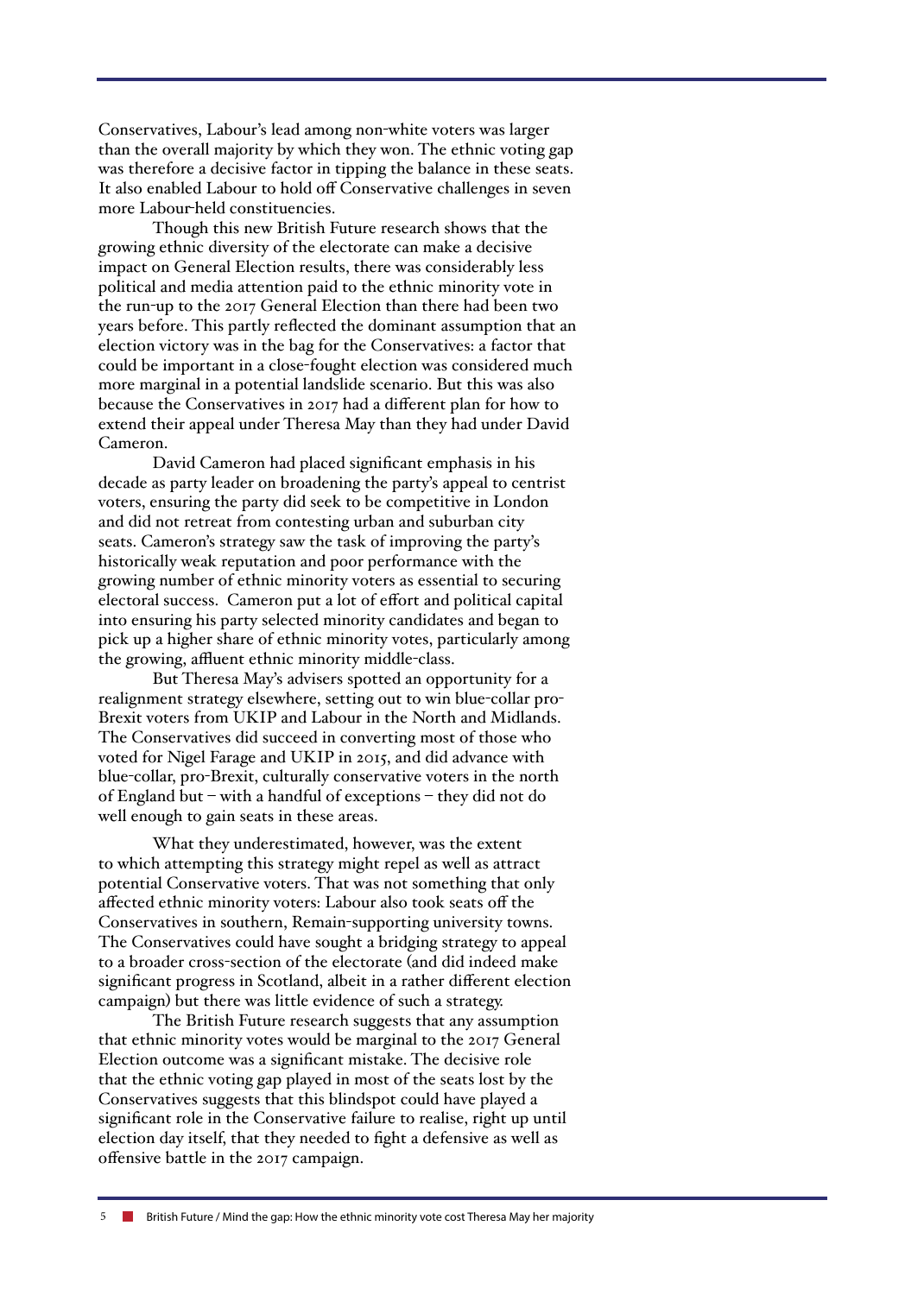Conservatives, Labour's lead among non-white voters was larger than the overall majority by which they won. The ethnic voting gap was therefore a decisive factor in tipping the balance in these seats. It also enabled Labour to hold off Conservative challenges in seven more Labour-held constituencies.

Though this new British Future research shows that the growing ethnic diversity of the electorate can make a decisive impact on General Election results, there was considerably less political and media attention paid to the ethnic minority vote in the run-up to the 2017 General Election than there had been two years before. This partly reflected the dominant assumption that an election victory was in the bag for the Conservatives: a factor that could be important in a close-fought election was considered much more marginal in a potential landslide scenario. But this was also because the Conservatives in 2017 had a different plan for how to extend their appeal under Theresa May than they had under David Cameron.

David Cameron had placed significant emphasis in his decade as party leader on broadening the party's appeal to centrist voters, ensuring the party did seek to be competitive in London and did not retreat from contesting urban and suburban city seats. Cameron's strategy saw the task of improving the party's historically weak reputation and poor performance with the growing number of ethnic minority voters as essential to securing electoral success. Cameron put a lot of effort and political capital into ensuring his party selected minority candidates and began to pick up a higher share of ethnic minority votes, particularly among the growing, affluent ethnic minority middle-class.

But Theresa May's advisers spotted an opportunity for a realignment strategy elsewhere, setting out to win blue-collar pro-Brexit voters from UKIP and Labour in the North and Midlands. The Conservatives did succeed in converting most of those who voted for Nigel Farage and UKIP in 2015, and did advance with blue-collar, pro-Brexit, culturally conservative voters in the north of England but – with a handful of exceptions – they did not do well enough to gain seats in these areas.

What they underestimated, however, was the extent to which attempting this strategy might repel as well as attract potential Conservative voters. That was not something that only affected ethnic minority voters: Labour also took seats off the Conservatives in southern, Remain-supporting university towns. The Conservatives could have sought a bridging strategy to appeal to a broader cross-section of the electorate (and did indeed make significant progress in Scotland, albeit in a rather different election campaign) but there was little evidence of such a strategy.

The British Future research suggests that any assumption that ethnic minority votes would be marginal to the 2017 General Election outcome was a significant mistake. The decisive role that the ethnic voting gap played in most of the seats lost by the Conservatives suggests that this blindspot could have played a significant role in the Conservative failure to realise, right up until election day itself, that they needed to fight a defensive as well as offensive battle in the 2017 campaign.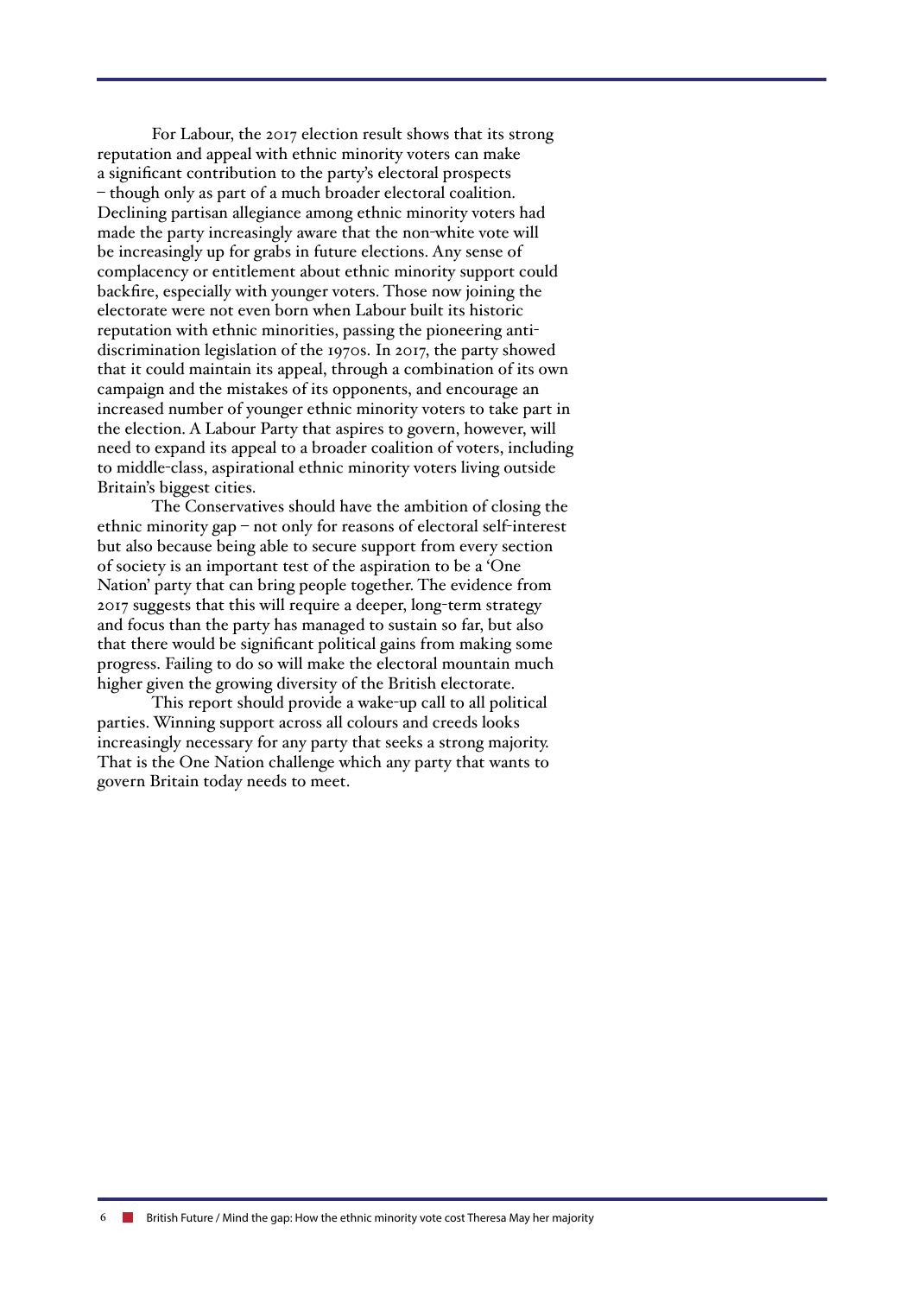For Labour, the 2017 election result shows that its strong reputation and appeal with ethnic minority voters can make a significant contribution to the party's electoral prospects – though only as part of a much broader electoral coalition. Declining partisan allegiance among ethnic minority voters had made the party increasingly aware that the non-white vote will be increasingly up for grabs in future elections. Any sense of complacency or entitlement about ethnic minority support could backfire, especially with younger voters. Those now joining the electorate were not even born when Labour built its historic reputation with ethnic minorities, passing the pioneering anti-discrimination legislation of the 1970s. In 2017, the party showed that it could maintain its appeal, through a combination of its own campaign and the mistakes of its opponents, and encourage an increased number of younger ethnic minority voters to take part in the election. A Labour Party that aspires to govern, however, will need to expand its appeal to a broader coalition of voters, including to middle-class, aspirational ethnic minority voters living outside Britain's biggest cities.

The Conservatives should have the ambition of closing the ethnic minority gap – not only for reasons of electoral self-interest but also because being able to secure support from every section of society is an important test of the aspiration to be a 'One Nation' party that can bring people together. The evidence from 2017 suggests that this will require a deeper, long-term strategy and focus than the party has managed to sustain so far, but also that there would be significant political gains from making some progress. Failing to do so will make the electoral mountain much higher given the growing diversity of the British electorate.

This report should provide a wake-up call to all political parties. Winning support across all colours and creeds looks increasingly necessary for any party that seeks a strong majority. That is the One Nation challenge which any party that wants to govern Britain today needs to meet.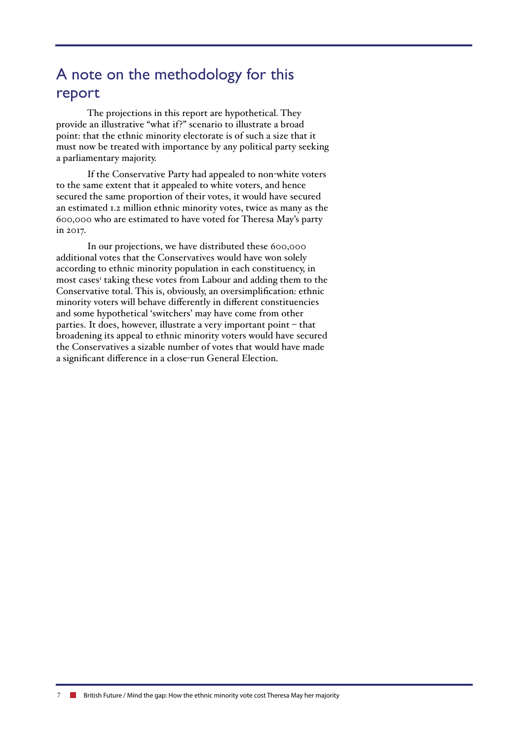## A note on the methodology for this report

The projections in this report are hypothetical. They provide an illustrative "what if?" scenario to illustrate a broad point: that the ethnic minority electorate is of such a size that it must now be treated with importance by any political party seeking a parliamentary majority.

If the Conservative Party had appealed to non-white voters to the same extent that it appealed to white voters, and hence secured the same proportion of their votes, it would have secured an estimated 1.2 million ethnic minority votes, twice as many as the 600,000 who are estimated to have voted for Theresa May's party in 2017.

In our projections, we have distributed these 600,000 additional votes that the Conservatives would have won solely according to ethnic minority population in each constituency, in most cases[1] taking these votes from Labour and adding them to the Conservative total. This is, obviously, an oversimplification: ethnic minority voters will behave differently in different constituencies and some hypothetical 'switchers' may have come from other parties. It does, however, illustrate a very important point – that broadening its appeal to ethnic minority voters would have secured the Conservatives a sizable number of votes that would have made a significant difference in a close-run General Election.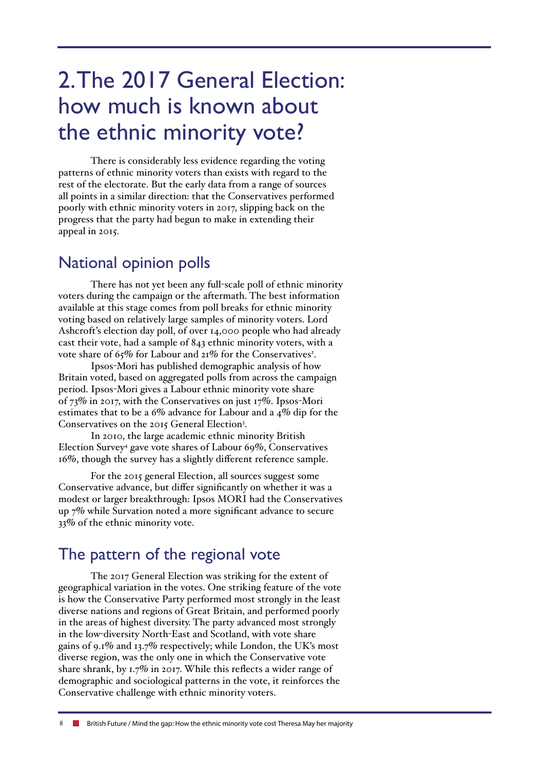# 2. The 2017 General Election: how much is known about the ethnic minority vote?

There is considerably less evidence regarding the voting patterns of ethnic minority voters than exists with regard to the rest of the electorate. But the early data from a range of sources all points in a similar direction: that the Conservatives performed poorly with ethnic minority voters in 2017, slipping back on the progress that the party had begun to make in extending their appeal in 2015.

## National opinion polls

There has not yet been any full-scale poll of ethnic minority voters during the campaign or the aftermath. The best information available at this stage comes from poll breaks for ethnic minority voting based on relatively large samples of minority voters. Lord Ashcroft's election day poll, of over 14,000 people who had already cast their vote, had a sample of 843 ethnic minority voters, with a vote share of 65% for Labour and 21% for the Conservatives[2].

Ipsos-Mori has published demographic analysis of how Britain voted, based on aggregated polls from across the campaign period. Ipsos-Mori gives a Labour ethnic minority vote share of 73% in 2017, with the Conservatives on just 17%. Ipsos-Mori estimates that to be a 6% advance for Labour and a 4% dip for the Conservatives on the 2015 General Election[3].

In 2010, the large academic ethnic minority British Election Survey[4] gave vote shares of Labour 69%, Conservatives 16%, though the survey has a slightly different reference sample.

For the 2015 general Election, all sources suggest some Conservative advance, but differ significantly on whether it was a modest or larger breakthrough: Ipsos MORI had the Conservatives up 7% while Survation noted a more significant advance to secure 33% of the ethnic minority vote.

## The pattern of the regional vote

The 2017 General Election was striking for the extent of geographical variation in the votes. One striking feature of the vote is how the Conservative Party performed most strongly in the least diverse nations and regions of Great Britain, and performed poorly in the areas of highest diversity. The party advanced most strongly in the low-diversity North-East and Scotland, with vote share gains of 9.1% and 13.7% respectively; while London, the UK's most diverse region, was the only one in which the Conservative vote share shrank, by 1.7% in 2017. While this reflects a wider range of demographic and sociological patterns in the vote, it reinforces the Conservative challenge with ethnic minority voters.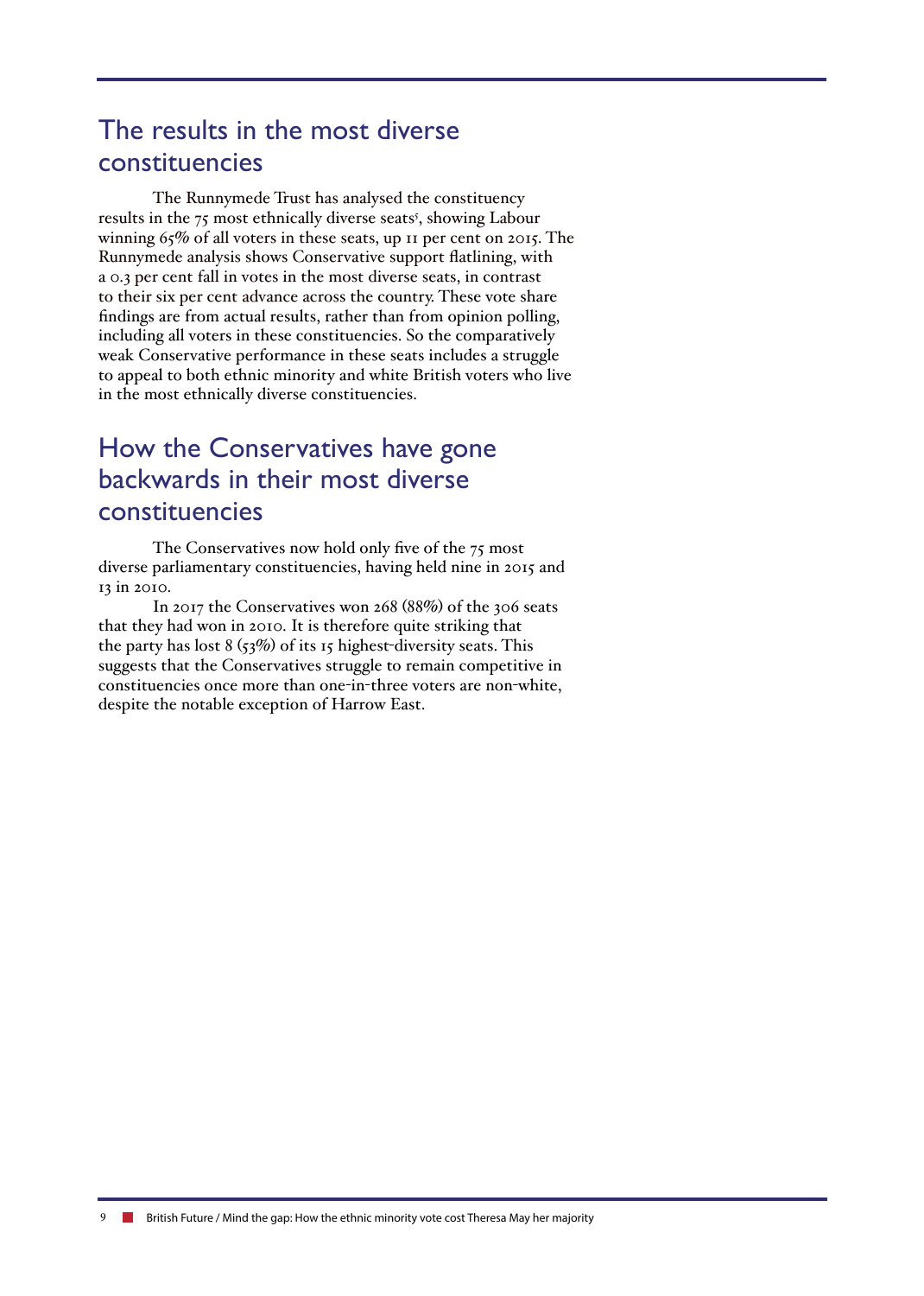## The results in the most diverse constituencies

The Runnymede Trust has analysed the constituency results in the 75 most ethnically diverse seats[5], showing Labour winning 65% of all voters in these seats, up 11 per cent on 2015. The Runnymede analysis shows Conservative support flatlining, with a 0.3 per cent fall in votes in the most diverse seats, in contrast to their six per cent advance across the country. These vote share findings are from actual results, rather than from opinion polling, including all voters in these constituencies. So the comparatively weak Conservative performance in these seats includes a struggle to appeal to both ethnic minority and white British voters who live in the most ethnically diverse constituencies.

## How the Conservatives have gone backwards in their most diverse constituencies

The Conservatives now hold only five of the 75 most diverse parliamentary constituencies, having held nine in 2015 and 13 in 2010.

In 2017 the Conservatives won 268 (88%) of the 306 seats that they had won in 2010. It is therefore quite striking that the party has lost 8 (53%) of its 15 highest-diversity seats. This suggests that the Conservatives struggle to remain competitive in constituencies once more than one-in-three voters are non-white, despite the notable exception of Harrow East.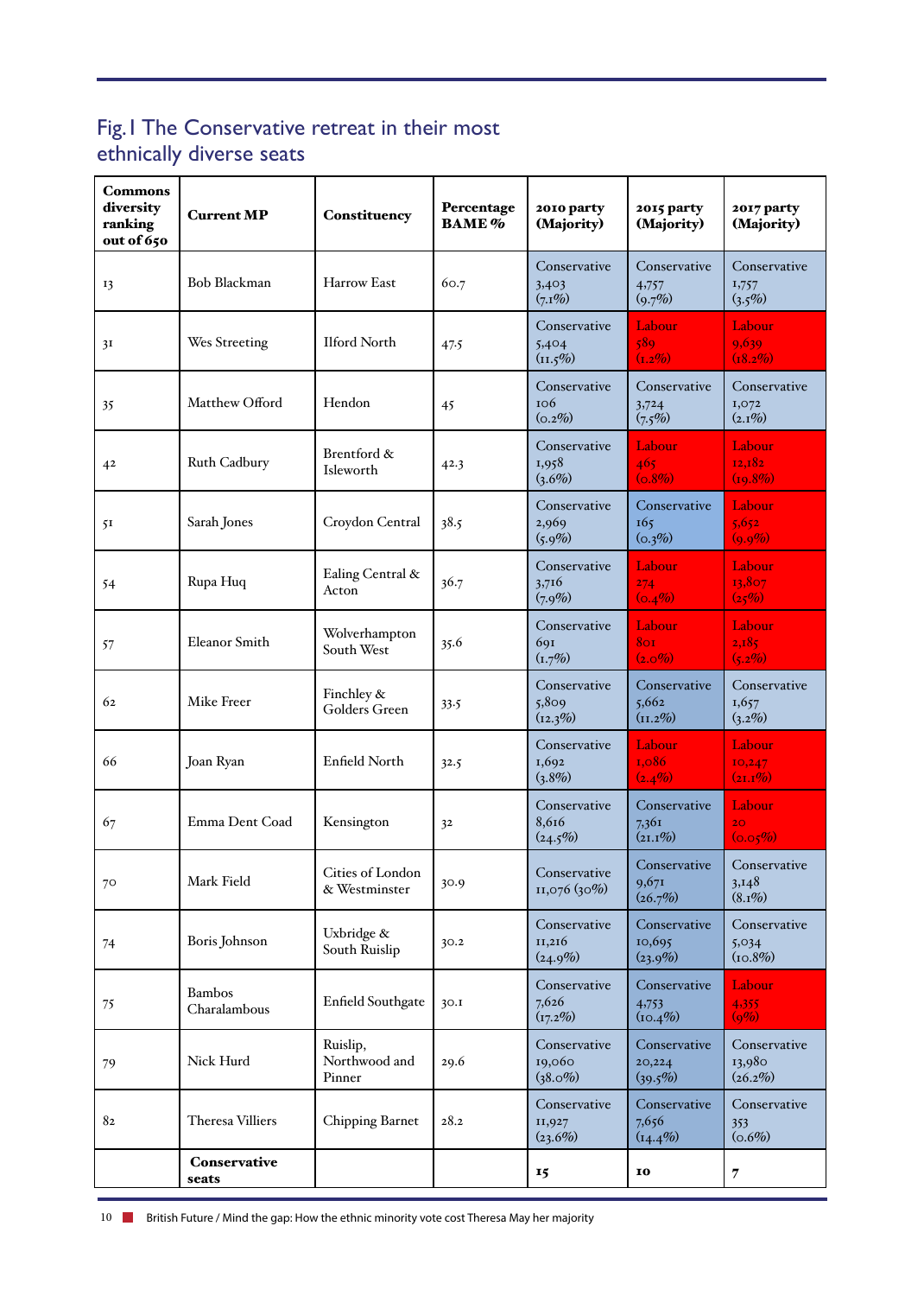## Fig. 1 The Conservative retreat in their most ethnically diverse seats

| Commons diversity ranking out of 650 | Current MP | Constituency | Percentage BAME % | 2010 party (Majority) | 2015 party (Majority) | 2017 party (Majority) |
|---|---|---|---|---|---|---|
| 13 | Bob Blackman | Harrow East | 60.7 | Conservative 3,403 (7.1%) | Conservative 4,757 (9.7%) | Conservative 1,757 (3.5%) |
| 31 | Wes Streeting | Ilford North | 47.5 | Conservative 5,404 (11.5%) | Labour 589 (1.2%) | Labour 9,639 (18.2%) |
| 35 | Matthew Offord | Hendon | 45 | Conservative 106 (0.2%) | Conservative 3,724 (7.5%) | Conservative 1,072 (2.1%) |
| 42 | Ruth Cadbury | Brentford & Isleworth | 42.3 | Conservative 1,958 (3.6%) | Labour 465 (0.8%) | Labour 12,182 (19.8%) |
| 51 | Sarah Jones | Croydon Central | 38.5 | Conservative 2,969 (5.9%) | Conservative 165 (0.3%) | Labour 5,652 (9.9%) |
| 54 | Rupa Huq | Ealing Central & Acton | 36.7 | Conservative 3,716 (7.9%) | Labour 274 (0.4%) | Labour 13,807 (25%) |
| 57 | Eleanor Smith | Wolverhampton South West | 35.6 | Conservative 691 (1.7%) | Labour 801 (2.0%) | Labour 2,185 (5.2%) |
| 62 | Mike Freer | Finchley & Golders Green | 33.5 | Conservative 5,809 (12.3%) | Conservative 5,662 (11.2%) | Conservative 1,657 (3.2%) |
| 66 | Joan Ryan | Enfield North | 32.5 | Conservative 1,692 (3.8%) | Labour 1,086 (2.4%) | Labour 10,247 (21.1%) |
| 67 | Emma Dent Coad | Kensington | 32 | Conservative 8,616 (24.5%) | Conservative 7,361 (21.1%) | Labour 20 (0.05%) |
| 70 | Mark Field | Cities of London & Westminster | 30.9 | Conservative 11,076 (30%) | Conservative 9,671 (26.7%) | Conservative 3,148 (8.1%) |
| 74 | Boris Johnson | Uxbridge & South Ruislip | 30.2 | Conservative 11,216 (24.9%) | Conservative 10,695 (23.9%) | Conservative 5,034 (10.8%) |
| 75 | Bambos Charalambous | Enfield Southgate | 30.1 | Conservative 7,626 (17.2%) | Conservative 4,753 (10.4%) | Labour 4,355 (9%) |
| 79 | Nick Hurd | Ruislip, Northwood and Pinner | 29.6 | Conservative 19,060 (38.0%) | Conservative 20,224 (39.5%) | Conservative 13,980 (26.2%) |
| 82 | Theresa Villiers | Chipping Barnet | 28.2 | Conservative 11,927 (23.6%) | Conservative 7,656 (14.4%) | Conservative 353 (0.6%) |
| | **Conservative seats** | | | **15** | **10** | **7** |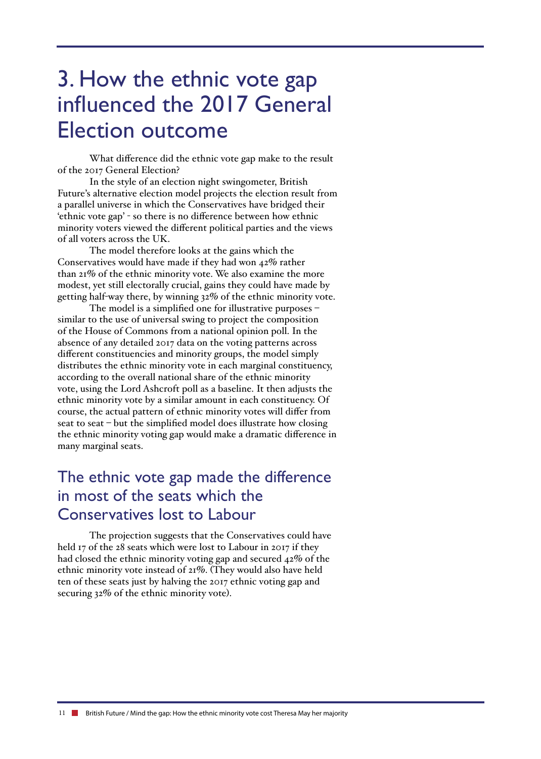# 3. How the ethnic vote gap influenced the 2017 General Election outcome

What difference did the ethnic vote gap make to the result of the 2017 General Election?

In the style of an election night swingometer, British Future's alternative election model projects the election result from a parallel universe in which the Conservatives have bridged their 'ethnic vote gap' - so there is no difference between how ethnic minority voters viewed the different political parties and the views of all voters across the UK.

The model therefore looks at the gains which the Conservatives would have made if they had won 42% rather than 21% of the ethnic minority vote. We also examine the more modest, yet still electorally crucial, gains they could have made by getting half-way there, by winning 32% of the ethnic minority vote.

The model is a simplified one for illustrative purposes – similar to the use of universal swing to project the composition of the House of Commons from a national opinion poll. In the absence of any detailed 2017 data on the voting patterns across different constituencies and minority groups, the model simply distributes the ethnic minority vote in each marginal constituency, according to the overall national share of the ethnic minority vote, using the Lord Ashcroft poll as a baseline. It then adjusts the ethnic minority vote by a similar amount in each constituency. Of course, the actual pattern of ethnic minority votes will differ from seat to seat – but the simplified model does illustrate how closing the ethnic minority voting gap would make a dramatic difference in many marginal seats.

## The ethnic vote gap made the difference in most of the seats which the Conservatives lost to Labour

The projection suggests that the Conservatives could have held 17 of the 28 seats which were lost to Labour in 2017 if they had closed the ethnic minority voting gap and secured 42% of the ethnic minority vote instead of 21%. (They would also have held ten of these seats just by halving the 2017 ethnic voting gap and securing 32% of the ethnic minority vote).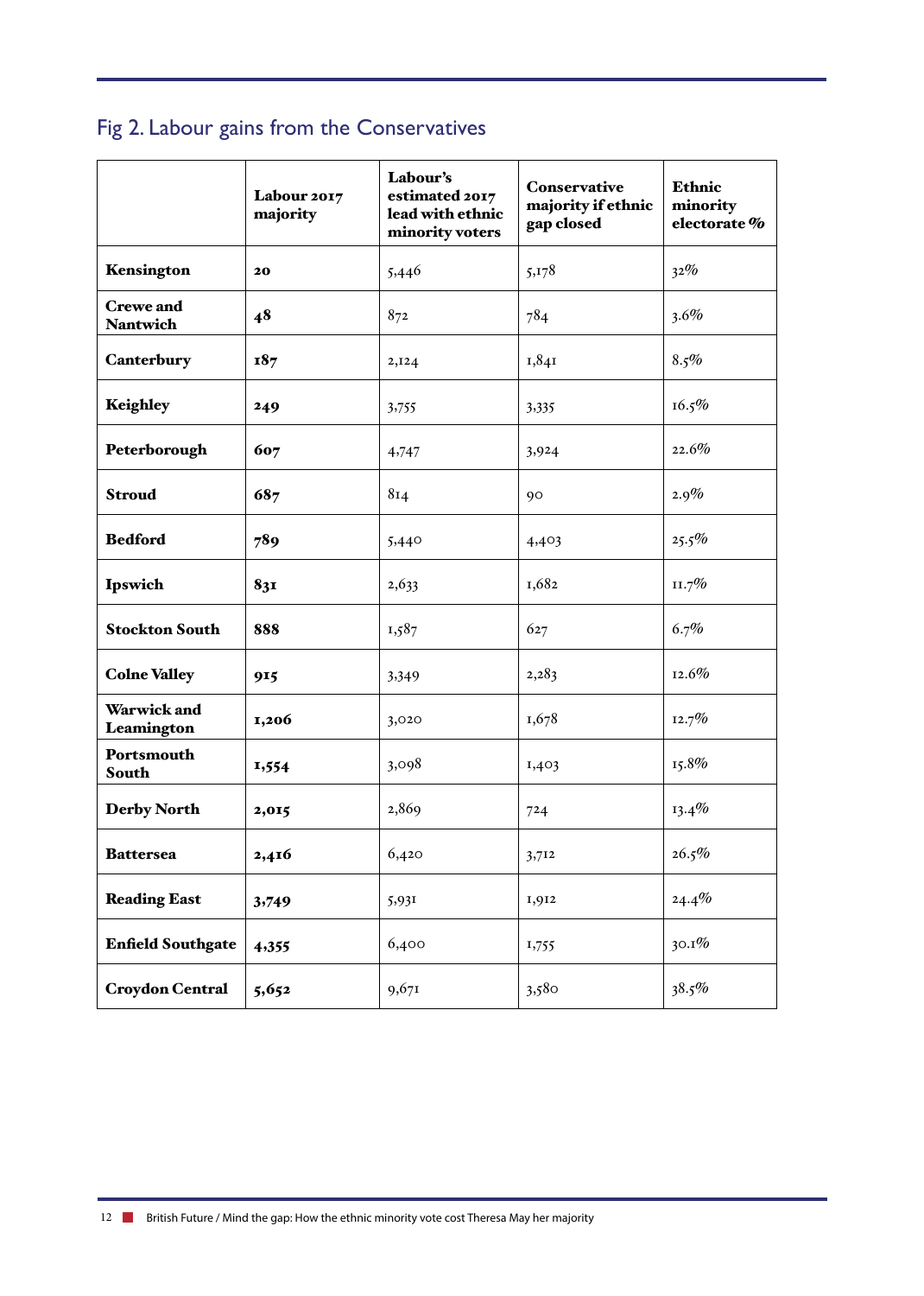## Fig 2. Labour gains from the Conservatives

| | Labour 2017 majority | Labour's estimated 2017 lead with ethnic minority voters | Conservative majority if ethnic gap closed | Ethnic minority electorate % |
|---|---|---|---|---|
| **Kensington** | **20** | 5,446 | 5,178 | 32% |
| **Crewe and Nantwich** | **48** | 872 | 784 | 3.6% |
| **Canterbury** | **187** | 2,124 | 1,841 | 8.5% |
| **Keighley** | **249** | 3,755 | 3,335 | 16.5% |
| **Peterborough** | **607** | 4,747 | 3,924 | 22.6% |
| **Stroud** | **687** | 814 | 90 | 2.9% |
| **Bedford** | **789** | 5,440 | 4,403 | 25.5% |
| **Ipswich** | **831** | 2,633 | 1,682 | 11.7% |
| **Stockton South** | **888** | 1,587 | 627 | 6.7% |
| **Colne Valley** | **915** | 3,349 | 2,283 | 12.6% |
| **Warwick and Leamington** | **1,206** | 3,020 | 1,678 | 12.7% |
| **Portsmouth South** | **1,554** | 3,098 | 1,403 | 15.8% |
| **Derby North** | **2,015** | 2,869 | 724 | 13.4% |
| **Battersea** | **2,416** | 6,420 | 3,712 | 26.5% |
| **Reading East** | **3,749** | 5,931 | 1,912 | 24.4% |
| **Enfield Southgate** | **4,355** | 6,400 | 1,755 | 30.1% |
| **Croydon Central** | **5,652** | 9,671 | 3,580 | 38.5% |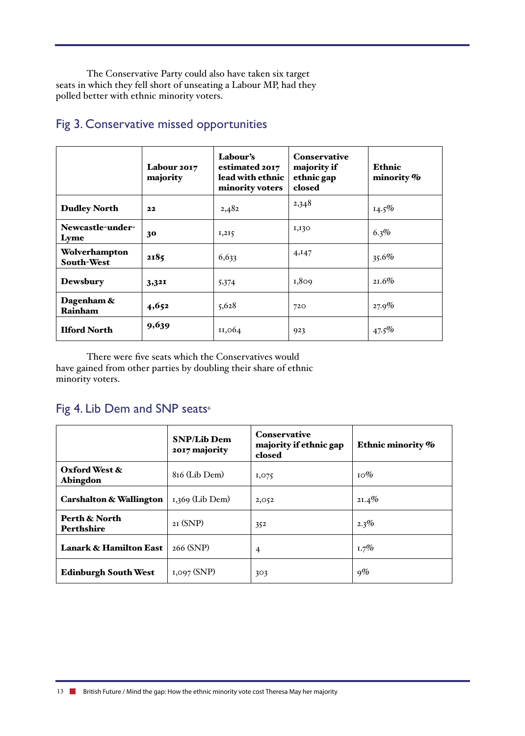The Conservative Party could also have taken six target seats in which they fell short of unseating a Labour MP, had they polled better with ethnic minority voters.

## Fig 3. Conservative missed opportunities

| | Labour 2017 majority | Labour's estimated 2017 lead with ethnic minority voters | Conservative majority if ethnic gap closed | Ethnic minority % |
|---|---|---|---|---|
| **Dudley North** | **22** | 2,482 | 2,348 | 14.5% |
| **Newcastle-under-Lyme** | **30** | 1,215 | 1,130 | 6.3% |
| **Wolverhampton South-West** | **2185** | 6,633 | 4,147 | 35.6% |
| **Dewsbury** | **3,321** | 5,374 | 1,809 | 21.6% |
| **Dagenham & Rainham** | **4,652** | 5,628 | 720 | 27.9% |
| **Ilford North** | **9,639** | 11,064 | 923 | 47.5% |

There were five seats which the Conservatives would have gained from other parties by doubling their share of ethnic minority voters.

## Fig 4. Lib Dem and SNP seats[6]

| | SNP/Lib Dem 2017 majority | Conservative majority if ethnic gap closed | Ethnic minority % |
|---|---|---|---|
| **Oxford West & Abingdon** | 816 (Lib Dem) | 1,075 | 10% |
| **Carshalton & Wallington** | 1,369 (Lib Dem) | 2,052 | 21.4% |
| **Perth & North Perthshire** | 21 (SNP) | 352 | 2.3% |
| **Lanark & Hamilton East** | 266 (SNP) | 4 | 1.7% |
| **Edinburgh South West** | 1,097 (SNP) | 303 | 9% |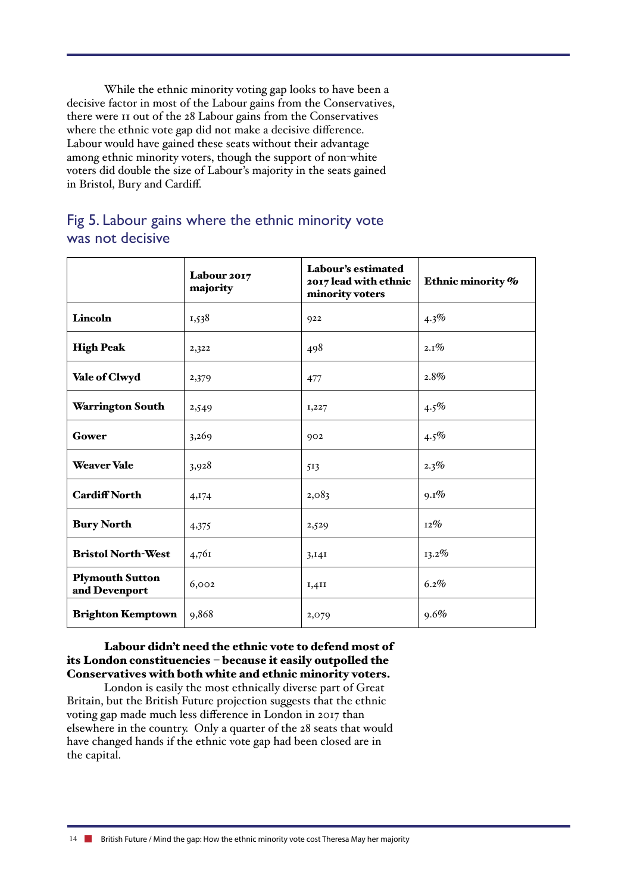While the ethnic minority voting gap looks to have been a decisive factor in most of the Labour gains from the Conservatives, there were 11 out of the 28 Labour gains from the Conservatives where the ethnic vote gap did not make a decisive difference. Labour would have gained these seats without their advantage among ethnic minority voters, though the support of non-white voters did double the size of Labour's majority in the seats gained in Bristol, Bury and Cardiff.

## Fig 5. Labour gains where the ethnic minority vote was not decisive

| | Labour 2017 majority | Labour's estimated 2017 lead with ethnic minority voters | Ethnic minority % |
|---|---|---|---|
| **Lincoln** | 1,538 | 922 | 4.3% |
| **High Peak** | 2,322 | 498 | 2.1% |
| **Vale of Clwyd** | 2,379 | 477 | 2.8% |
| **Warrington South** | 2,549 | 1,227 | 4.5% |
| **Gower** | 3,269 | 902 | 4.5% |
| **Weaver Vale** | 3,928 | 513 | 2.3% |
| **Cardiff North** | 4,174 | 2,083 | 9.1% |
| **Bury North** | 4,375 | 2,529 | 12% |
| **Bristol North-West** | 4,761 | 3,141 | 13.2% |
| **Plymouth Sutton and Devenport** | 6,002 | 1,411 | 6.2% |
| **Brighton Kemptown** | 9,868 | 2,079 | 9.6% |

**Labour didn't need the ethnic vote to defend most of its London constituencies – because it easily outpolled the Conservatives with both white and ethnic minority voters.**

London is easily the most ethnically diverse part of Great Britain, but the British Future projection suggests that the ethnic voting gap made much less difference in London in 2017 than elsewhere in the country. Only a quarter of the 28 seats that would have changed hands if the ethnic vote gap had been closed are in the capital.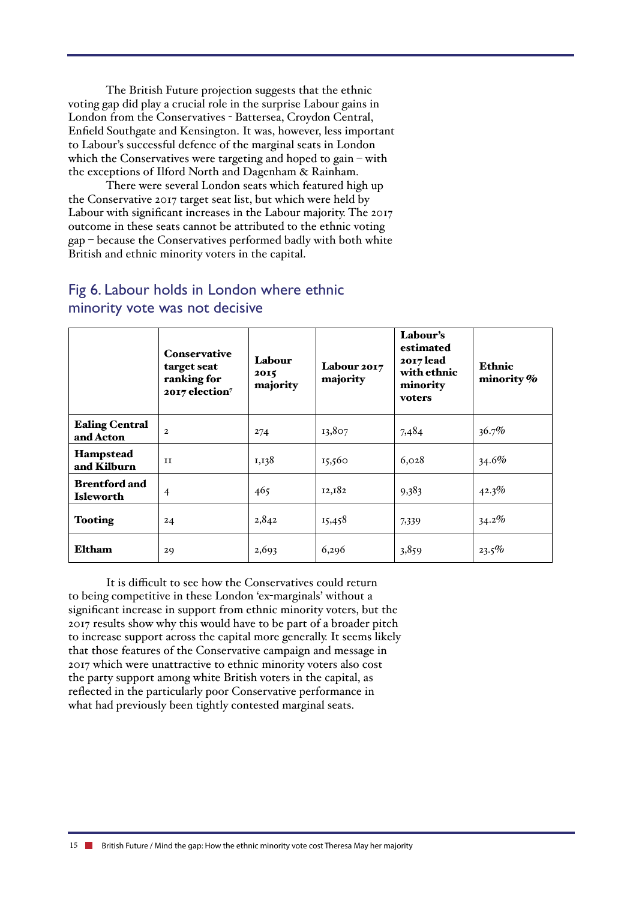The British Future projection suggests that the ethnic voting gap did play a crucial role in the surprise Labour gains in London from the Conservatives - Battersea, Croydon Central, Enfield Southgate and Kensington. It was, however, less important to Labour's successful defence of the marginal seats in London which the Conservatives were targeting and hoped to gain – with the exceptions of Ilford North and Dagenham & Rainham.

There were several London seats which featured high up the Conservative 2017 target seat list, but which were held by Labour with significant increases in the Labour majority. The 2017 outcome in these seats cannot be attributed to the ethnic voting gap – because the Conservatives performed badly with both white British and ethnic minority voters in the capital.

## Fig 6. Labour holds in London where ethnic minority vote was not decisive

| | **Conservative target seat ranking for 2017 election**[7] | **Labour 2015 majority** | **Labour 2017 majority** | **Labour's estimated 2017 lead with ethnic minority voters** | **Ethnic minority %** |
|---|---|---|---|---|---|
| **Ealing Central and Acton** | 2 | 274 | 13,807 | 7,484 | 36.7% |
| **Hampstead and Kilburn** | 11 | 1,138 | 15,560 | 6,028 | 34.6% |
| **Brentford and Isleworth** | 4 | 465 | 12,182 | 9,383 | 42.3% |
| **Tooting** | 24 | 2,842 | 15,458 | 7,339 | 34.2% |
| **Eltham** | 29 | 2,693 | 6,296 | 3,859 | 23.5% |

It is difficult to see how the Conservatives could return to being competitive in these London 'ex-marginals' without a significant increase in support from ethnic minority voters, but the 2017 results show why this would have to be part of a broader pitch to increase support across the capital more generally. It seems likely that those features of the Conservative campaign and message in 2017 which were unattractive to ethnic minority voters also cost the party support among white British voters in the capital, as reflected in the particularly poor Conservative performance in what had previously been tightly contested marginal seats.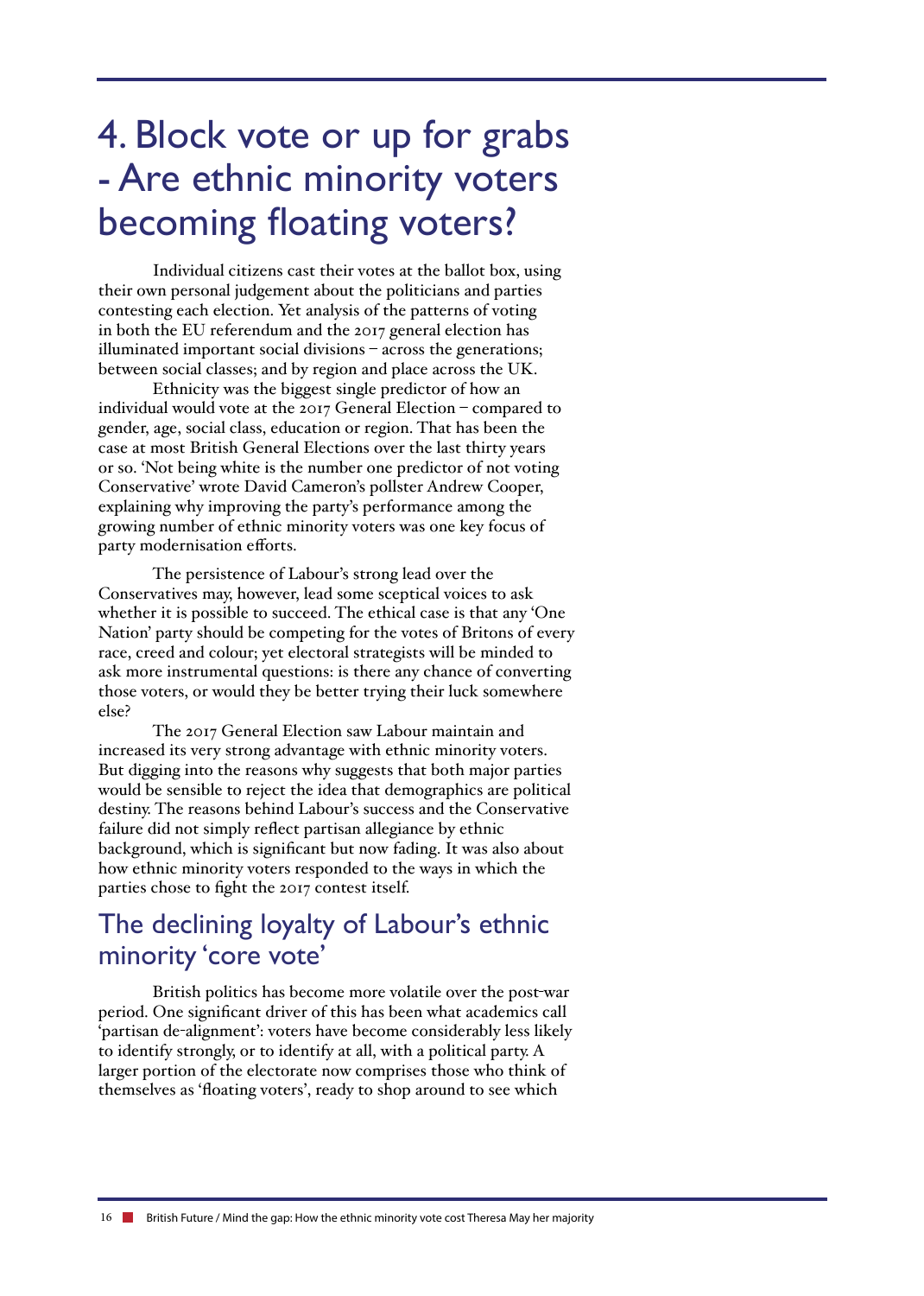# 4. Block vote or up for grabs - Are ethnic minority voters becoming floating voters?

Individual citizens cast their votes at the ballot box, using their own personal judgement about the politicians and parties contesting each election. Yet analysis of the patterns of voting in both the EU referendum and the 2017 general election has illuminated important social divisions – across the generations; between social classes; and by region and place across the UK.

Ethnicity was the biggest single predictor of how an individual would vote at the 2017 General Election – compared to gender, age, social class, education or region. That has been the case at most British General Elections over the last thirty years or so. 'Not being white is the number one predictor of not voting Conservative' wrote David Cameron's pollster Andrew Cooper, explaining why improving the party's performance among the growing number of ethnic minority voters was one key focus of party modernisation efforts.

The persistence of Labour's strong lead over the Conservatives may, however, lead some sceptical voices to ask whether it is possible to succeed. The ethical case is that any 'One Nation' party should be competing for the votes of Britons of every race, creed and colour; yet electoral strategists will be minded to ask more instrumental questions: is there any chance of converting those voters, or would they be better trying their luck somewhere else?

The 2017 General Election saw Labour maintain and increased its very strong advantage with ethnic minority voters. But digging into the reasons why suggests that both major parties would be sensible to reject the idea that demographics are political destiny. The reasons behind Labour's success and the Conservative failure did not simply reflect partisan allegiance by ethnic background, which is significant but now fading. It was also about how ethnic minority voters responded to the ways in which the parties chose to fight the 2017 contest itself.

## The declining loyalty of Labour's ethnic minority 'core vote'

British politics has become more volatile over the post-war period. One significant driver of this has been what academics call 'partisan de-alignment': voters have become considerably less likely to identify strongly, or to identify at all, with a political party. A larger portion of the electorate now comprises those who think of themselves as 'floating voters', ready to shop around to see which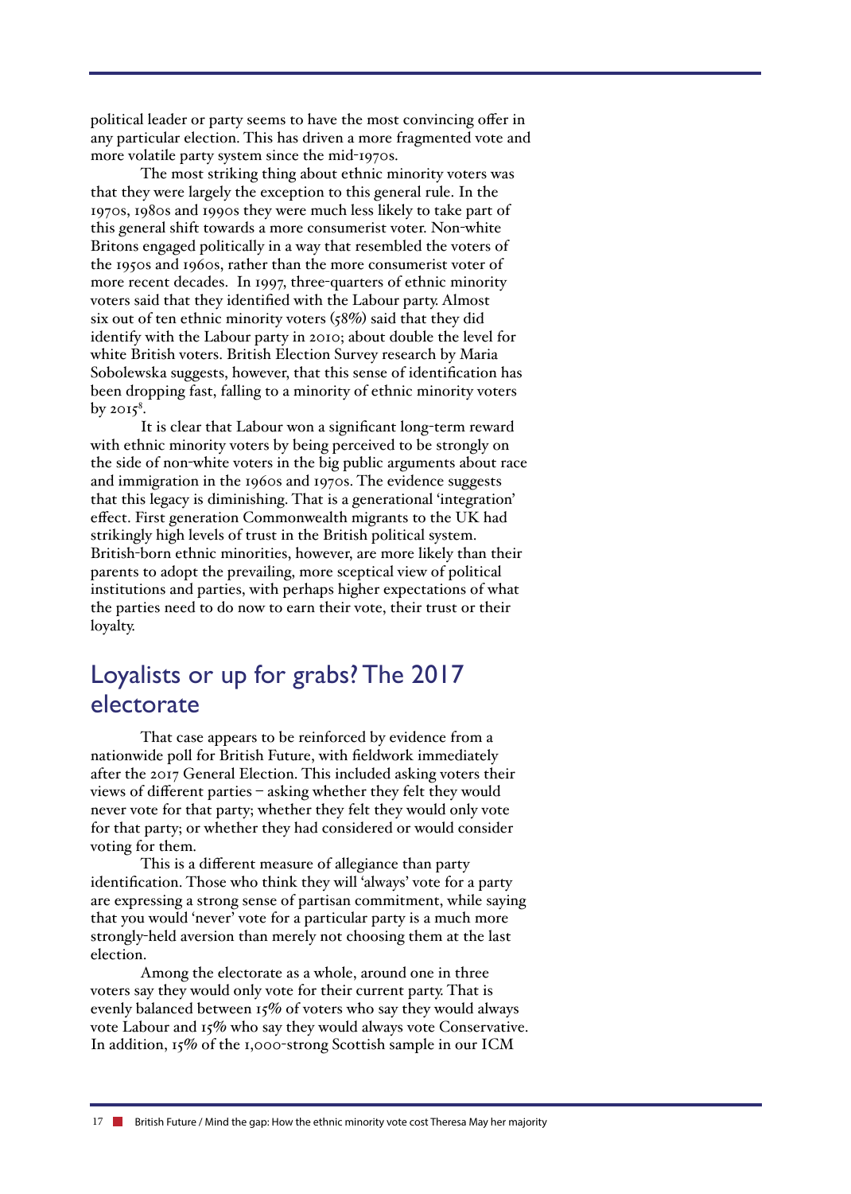political leader or party seems to have the most convincing offer in any particular election. This has driven a more fragmented vote and more volatile party system since the mid-1970s.

The most striking thing about ethnic minority voters was that they were largely the exception to this general rule. In the 1970s, 1980s and 1990s they were much less likely to take part of this general shift towards a more consumerist voter. Non-white Britons engaged politically in a way that resembled the voters of the 1950s and 1960s, rather than the more consumerist voter of more recent decades. In 1997, three-quarters of ethnic minority voters said that they identified with the Labour party. Almost six out of ten ethnic minority voters (58%) said that they did identify with the Labour party in 2010; about double the level for white British voters. British Election Survey research by Maria Sobolewska suggests, however, that this sense of identification has been dropping fast, falling to a minority of ethnic minority voters by 2015[8].

It is clear that Labour won a significant long-term reward with ethnic minority voters by being perceived to be strongly on the side of non-white voters in the big public arguments about race and immigration in the 1960s and 1970s. The evidence suggests that this legacy is diminishing. That is a generational 'integration' effect. First generation Commonwealth migrants to the UK had strikingly high levels of trust in the British political system. British-born ethnic minorities, however, are more likely than their parents to adopt the prevailing, more sceptical view of political institutions and parties, with perhaps higher expectations of what the parties need to do now to earn their vote, their trust or their loyalty.

## Loyalists or up for grabs? The 2017 electorate

That case appears to be reinforced by evidence from a nationwide poll for British Future, with fieldwork immediately after the 2017 General Election. This included asking voters their views of different parties – asking whether they felt they would never vote for that party; whether they felt they would only vote for that party; or whether they had considered or would consider voting for them.

This is a different measure of allegiance than party identification. Those who think they will 'always' vote for a party are expressing a strong sense of partisan commitment, while saying that you would 'never' vote for a particular party is a much more strongly-held aversion than merely not choosing them at the last election.

Among the electorate as a whole, around one in three voters say they would only vote for their current party. That is evenly balanced between 15% of voters who say they would always vote Labour and 15% who say they would always vote Conservative. In addition, 15% of the 1,000-strong Scottish sample in our ICM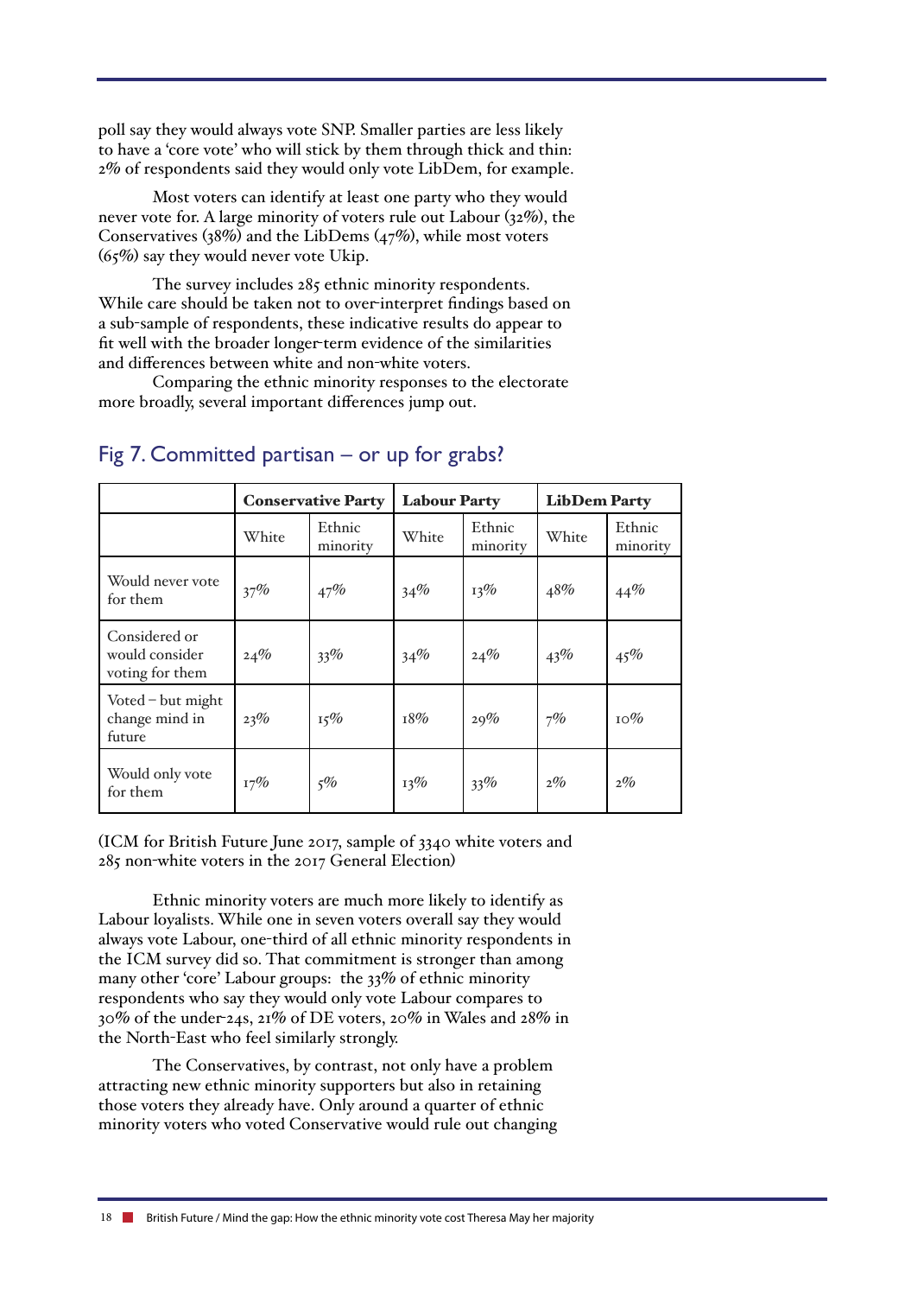poll say they would always vote SNP. Smaller parties are less likely to have a 'core vote' who will stick by them through thick and thin: 2% of respondents said they would only vote LibDem, for example.

Most voters can identify at least one party who they would never vote for. A large minority of voters rule out Labour (32%), the Conservatives (38%) and the LibDems (47%), while most voters (65%) say they would never vote Ukip.

The survey includes 285 ethnic minority respondents. While care should be taken not to over-interpret findings based on a sub-sample of respondents, these indicative results do appear to fit well with the broader longer-term evidence of the similarities and differences between white and non-white voters.

Comparing the ethnic minority responses to the electorate more broadly, several important differences jump out.

## Fig 7. Committed partisan – or up for grabs?

| | **Conservative Party** | | **Labour Party** | | **LibDem Party** | |
|---|---|---|---|---|---|---|
| | White | Ethnic minority | White | Ethnic minority | White | Ethnic minority |
| Would never vote for them | 37% | 47% | 34% | 13% | 48% | 44% |
| Considered or would consider voting for them | 24% | 33% | 34% | 24% | 43% | 45% |
| Voted – but might change mind in future | 23% | 15% | 18% | 29% | 7% | 10% |
| Would only vote for them | 17% | 5% | 13% | 33% | 2% | 2% |

(ICM for British Future June 2017, sample of 3340 white voters and 285 non-white voters in the 2017 General Election)

Ethnic minority voters are much more likely to identify as Labour loyalists. While one in seven voters overall say they would always vote Labour, one-third of all ethnic minority respondents in the ICM survey did so. That commitment is stronger than among many other 'core' Labour groups: the 33% of ethnic minority respondents who say they would only vote Labour compares to 30% of the under-24s, 21% of DE voters, 20% in Wales and 28% in the North-East who feel similarly strongly.

The Conservatives, by contrast, not only have a problem attracting new ethnic minority supporters but also in retaining those voters they already have. Only around a quarter of ethnic minority voters who voted Conservative would rule out changing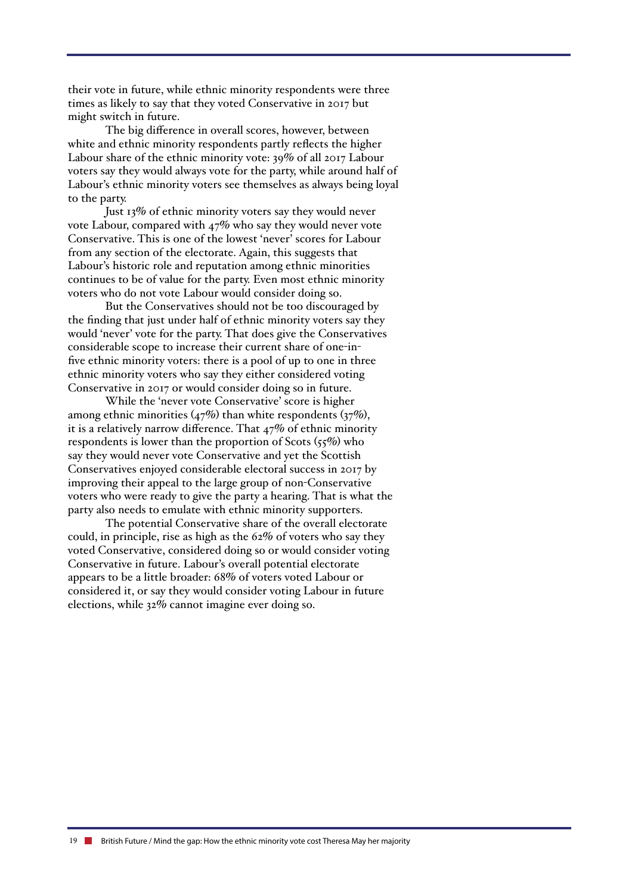their vote in future, while ethnic minority respondents were three times as likely to say that they voted Conservative in 2017 but might switch in future.

The big difference in overall scores, however, between white and ethnic minority respondents partly reflects the higher Labour share of the ethnic minority vote: 39% of all 2017 Labour voters say they would always vote for the party, while around half of Labour's ethnic minority voters see themselves as always being loyal to the party.

Just 13% of ethnic minority voters say they would never vote Labour, compared with 47% who say they would never vote Conservative. This is one of the lowest 'never' scores for Labour from any section of the electorate. Again, this suggests that Labour's historic role and reputation among ethnic minorities continues to be of value for the party. Even most ethnic minority voters who do not vote Labour would consider doing so.

But the Conservatives should not be too discouraged by the finding that just under half of ethnic minority voters say they would 'never' vote for the party. That does give the Conservatives considerable scope to increase their current share of one-in-five ethnic minority voters: there is a pool of up to one in three ethnic minority voters who say they either considered voting Conservative in 2017 or would consider doing so in future.

While the 'never vote Conservative' score is higher among ethnic minorities (47%) than white respondents (37%), it is a relatively narrow difference. That 47% of ethnic minority respondents is lower than the proportion of Scots (55%) who say they would never vote Conservative and yet the Scottish Conservatives enjoyed considerable electoral success in 2017 by improving their appeal to the large group of non-Conservative voters who were ready to give the party a hearing. That is what the party also needs to emulate with ethnic minority supporters.

The potential Conservative share of the overall electorate could, in principle, rise as high as the 62% of voters who say they voted Conservative, considered doing so or would consider voting Conservative in future. Labour's overall potential electorate appears to be a little broader: 68% of voters voted Labour or considered it, or say they would consider voting Labour in future elections, while 32% cannot imagine ever doing so.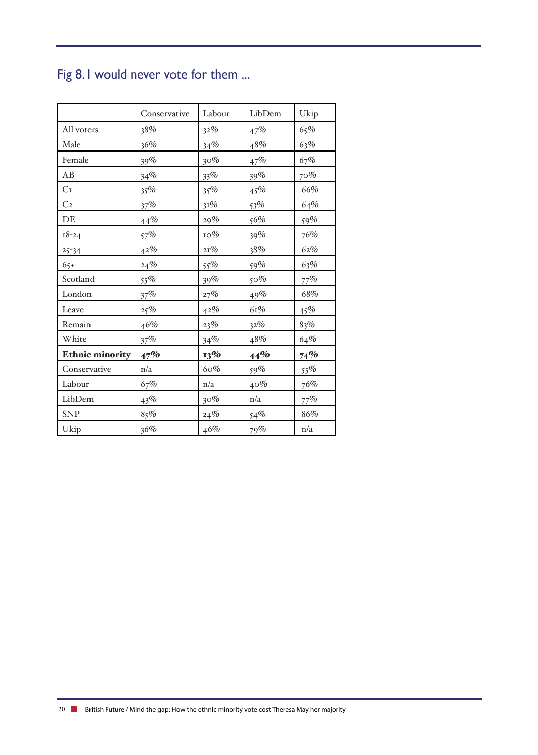## Fig 8. I would never vote for them ...

| | Conservative | Labour | LibDem | Ukip |
|---|---|---|---|---|
| All voters | 38% | 32% | 47% | 65% |
| Male | 36% | 34% | 48% | 63% |
| Female | 39% | 30% | 47% | 67% |
| AB | 34% | 33% | 39% | 70% |
| C1 | 35% | 35% | 45% | 66% |
| C2 | 37% | 31% | 53% | 64% |
| DE | 44% | 29% | 56% | 59% |
| 18-24 | 57% | 10% | 39% | 76% |
| 25-34 | 42% | 21% | 38% | 62% |
| 65+ | 24% | 55% | 59% | 63% |
| Scotland | 55% | 39% | 50% | 77% |
| London | 37% | 27% | 49% | 68% |
| Leave | 25% | 42% | 61% | 45% |
| Remain | 46% | 23% | 32% | 83% |
| White | 37% | 34% | 48% | 64% |
| **Ethnic minority** | **47%** | **13%** | **44%** | **74%** |
| Conservative | n/a | 60% | 59% | 55% |
| Labour | 67% | n/a | 40% | 76% |
| LibDem | 43% | 30% | n/a | 77% |
| SNP | 85% | 24% | 54% | 86% |
| Ukip | 36% | 46% | 79% | n/a |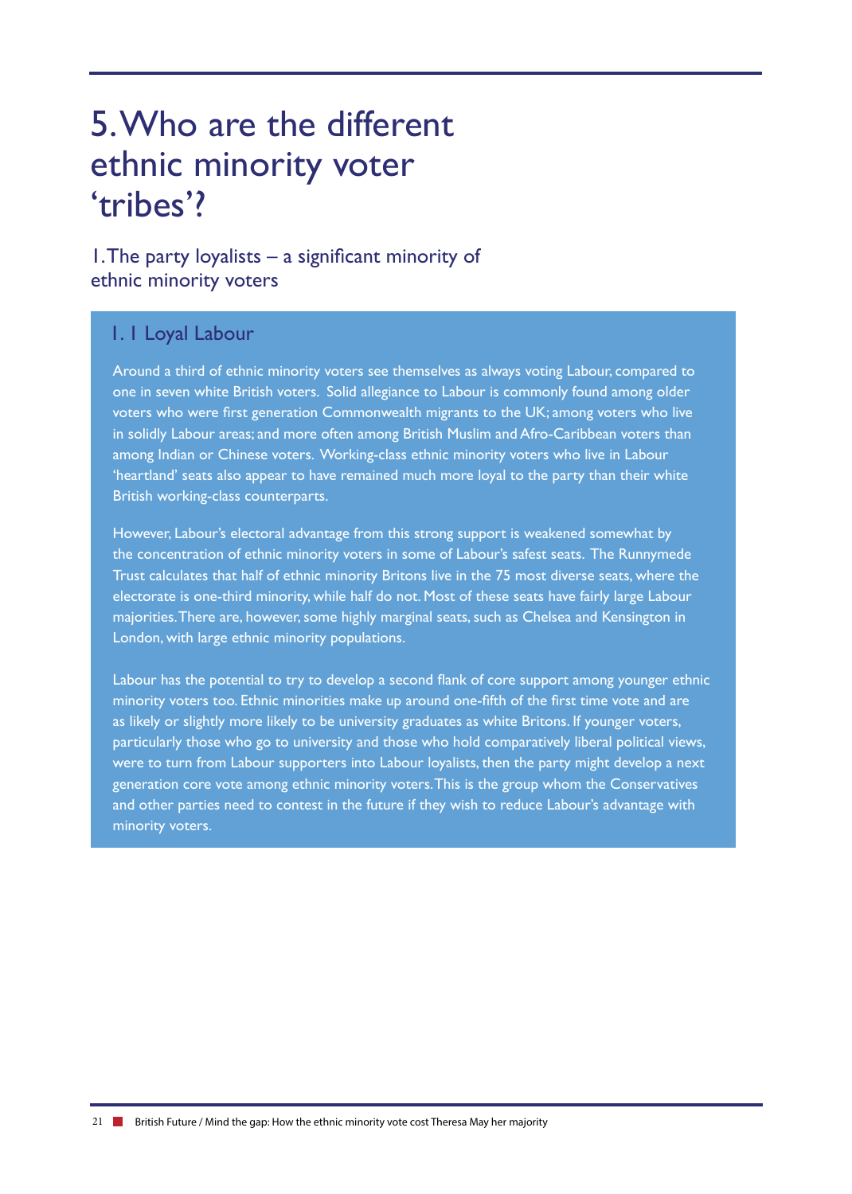# 5. Who are the different ethnic minority voter 'tribes'?

## 1. The party loyalists – a significant minority of ethnic minority voters

### 1. 1 Loyal Labour

Around a third of ethnic minority voters see themselves as always voting Labour, compared to one in seven white British voters. Solid allegiance to Labour is commonly found among older voters who were first generation Commonwealth migrants to the UK; among voters who live in solidly Labour areas; and more often among British Muslim and Afro-Caribbean voters than among Indian or Chinese voters. Working-class ethnic minority voters who live in Labour 'heartland' seats also appear to have remained much more loyal to the party than their white British working-class counterparts.

However, Labour's electoral advantage from this strong support is weakened somewhat by the concentration of ethnic minority voters in some of Labour's safest seats. The Runnymede Trust calculates that half of ethnic minority Britons live in the 75 most diverse seats, where the electorate is one-third minority, while half do not. Most of these seats have fairly large Labour majorities. There are, however, some highly marginal seats, such as Chelsea and Kensington in London, with large ethnic minority populations.

Labour has the potential to try to develop a second flank of core support among younger ethnic minority voters too. Ethnic minorities make up around one-fifth of the first time vote and are as likely or slightly more likely to be university graduates as white Britons. If younger voters, particularly those who go to university and those who hold comparatively liberal political views, were to turn from Labour supporters into Labour loyalists, then the party might develop a next generation core vote among ethnic minority voters. This is the group whom the Conservatives and other parties need to contest in the future if they wish to reduce Labour's advantage with minority voters.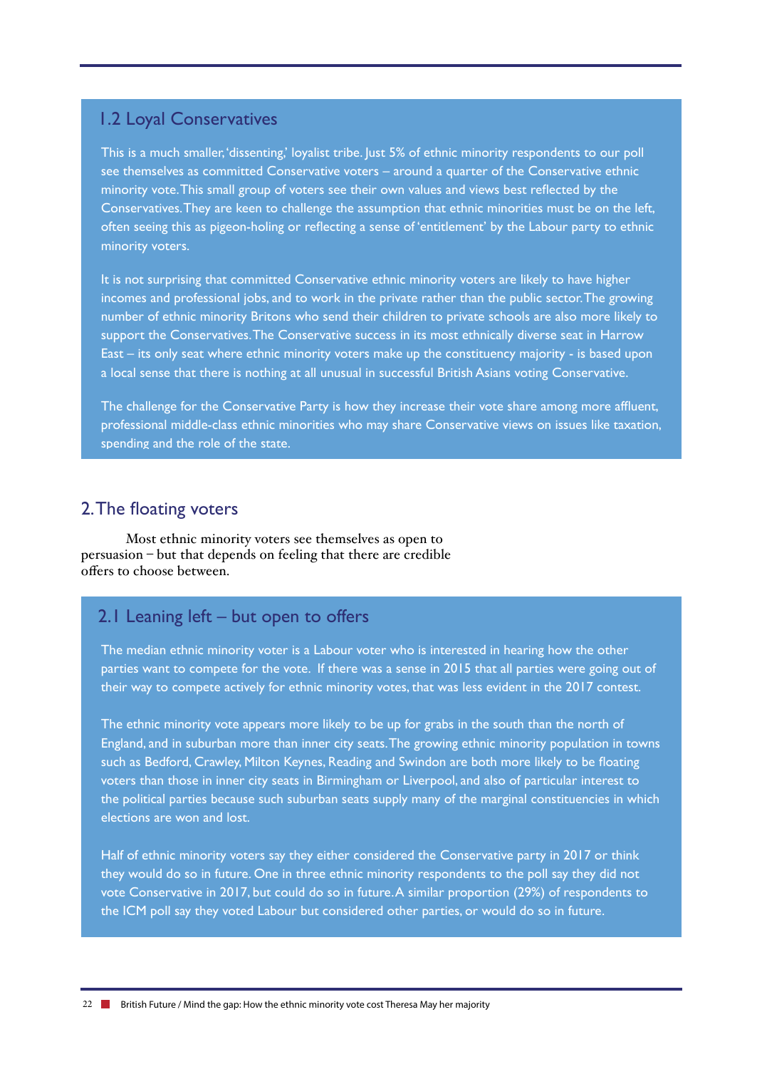## 1.2 Loyal Conservatives

This is a much smaller, 'dissenting,' loyalist tribe. Just 5% of ethnic minority respondents to our poll see themselves as committed Conservative voters – around a quarter of the Conservative ethnic minority vote. This small group of voters see their own values and views best reflected by the Conservatives. They are keen to challenge the assumption that ethnic minorities must be on the left, often seeing this as pigeon-holing or reflecting a sense of 'entitlement' by the Labour party to ethnic minority voters.

It is not surprising that committed Conservative ethnic minority voters are likely to have higher incomes and professional jobs, and to work in the private rather than the public sector. The growing number of ethnic minority Britons who send their children to private schools are also more likely to support the Conservatives. The Conservative success in its most ethnically diverse seat in Harrow East – its only seat where ethnic minority voters make up the constituency majority - is based upon a local sense that there is nothing at all unusual in successful British Asians voting Conservative.

The challenge for the Conservative Party is how they increase their vote share among more affluent, professional middle-class ethnic minorities who may share Conservative views on issues like taxation, spending and the role of the state.

# 2. The floating voters

Most ethnic minority voters see themselves as open to persuasion – but that depends on feeling that there are credible offers to choose between.

## 2.1 Leaning left – but open to offers

The median ethnic minority voter is a Labour voter who is interested in hearing how the other parties want to compete for the vote. If there was a sense in 2015 that all parties were going out of their way to compete actively for ethnic minority votes, that was less evident in the 2017 contest.

The ethnic minority vote appears more likely to be up for grabs in the south than the north of England, and in suburban more than inner city seats. The growing ethnic minority population in towns such as Bedford, Crawley, Milton Keynes, Reading and Swindon are both more likely to be floating voters than those in inner city seats in Birmingham or Liverpool, and also of particular interest to the political parties because such suburban seats supply many of the marginal constituencies in which elections are won and lost.

Half of ethnic minority voters say they either considered the Conservative party in 2017 or think they would do so in future. One in three ethnic minority respondents to the poll say they did not vote Conservative in 2017, but could do so in future. A similar proportion (29%) of respondents to the ICM poll say they voted Labour but considered other parties, or would do so in future.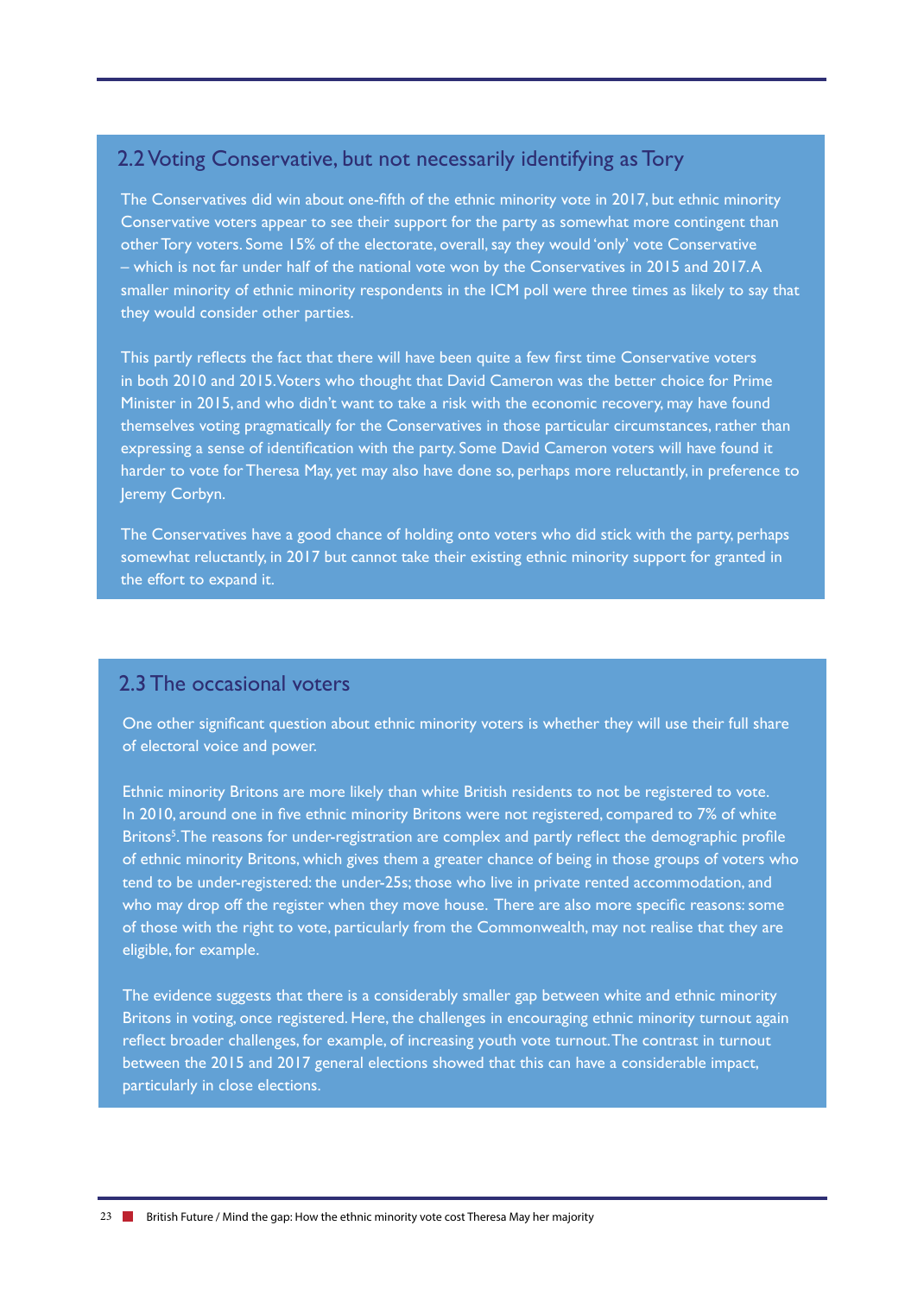## 2.2 Voting Conservative, but not necessarily identifying as Tory

The Conservatives did win about one-fifth of the ethnic minority vote in 2017, but ethnic minority Conservative voters appear to see their support for the party as somewhat more contingent than other Tory voters. Some 15% of the electorate, overall, say they would 'only' vote Conservative – which is not far under half of the national vote won by the Conservatives in 2015 and 2017. A smaller minority of ethnic minority respondents in the ICM poll were three times as likely to say that they would consider other parties.

This partly reflects the fact that there will have been quite a few first time Conservative voters in both 2010 and 2015. Voters who thought that David Cameron was the better choice for Prime Minister in 2015, and who didn't want to take a risk with the economic recovery, may have found themselves voting pragmatically for the Conservatives in those particular circumstances, rather than expressing a sense of identification with the party. Some David Cameron voters will have found it harder to vote for Theresa May, yet may also have done so, perhaps more reluctantly, in preference to Jeremy Corbyn.

The Conservatives have a good chance of holding onto voters who did stick with the party, perhaps somewhat reluctantly, in 2017 but cannot take their existing ethnic minority support for granted in the effort to expand it.

## 2.3 The occasional voters

One other significant question about ethnic minority voters is whether they will use their full share of electoral voice and power.

Ethnic minority Britons are more likely than white British residents to not be registered to vote. In 2010, around one in five ethnic minority Britons were not registered, compared to 7% of white Britons[5]. The reasons for under-registration are complex and partly reflect the demographic profile of ethnic minority Britons, which gives them a greater chance of being in those groups of voters who tend to be under-registered: the under-25s; those who live in private rented accommodation, and who may drop off the register when they move house. There are also more specific reasons: some of those with the right to vote, particularly from the Commonwealth, may not realise that they are eligible, for example.

The evidence suggests that there is a considerably smaller gap between white and ethnic minority Britons in voting, once registered. Here, the challenges in encouraging ethnic minority turnout again reflect broader challenges, for example, of increasing youth vote turnout. The contrast in turnout between the 2015 and 2017 general elections showed that this can have a considerable impact, particularly in close elections.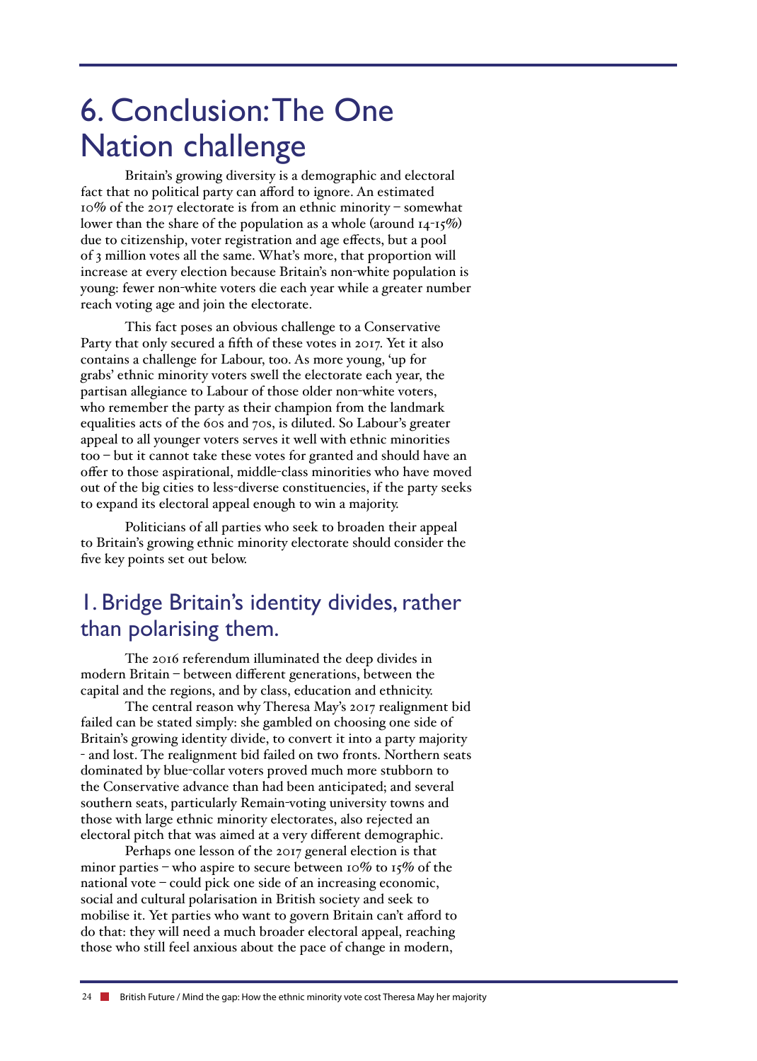# 6. Conclusion: The One Nation challenge

Britain's growing diversity is a demographic and electoral fact that no political party can afford to ignore. An estimated 10% of the 2017 electorate is from an ethnic minority – somewhat lower than the share of the population as a whole (around 14-15%) due to citizenship, voter registration and age effects, but a pool of 3 million votes all the same. What's more, that proportion will increase at every election because Britain's non-white population is young: fewer non-white voters die each year while a greater number reach voting age and join the electorate.

This fact poses an obvious challenge to a Conservative Party that only secured a fifth of these votes in 2017. Yet it also contains a challenge for Labour, too. As more young, 'up for grabs' ethnic minority voters swell the electorate each year, the partisan allegiance to Labour of those older non-white voters, who remember the party as their champion from the landmark equalities acts of the 60s and 70s, is diluted. So Labour's greater appeal to all younger voters serves it well with ethnic minorities too – but it cannot take these votes for granted and should have an offer to those aspirational, middle-class minorities who have moved out of the big cities to less-diverse constituencies, if the party seeks to expand its electoral appeal enough to win a majority.

Politicians of all parties who seek to broaden their appeal to Britain's growing ethnic minority electorate should consider the five key points set out below.

## 1. Bridge Britain's identity divides, rather than polarising them.

The 2016 referendum illuminated the deep divides in modern Britain – between different generations, between the capital and the regions, and by class, education and ethnicity.

The central reason why Theresa May's 2017 realignment bid failed can be stated simply: she gambled on choosing one side of Britain's growing identity divide, to convert it into a party majority - and lost. The realignment bid failed on two fronts. Northern seats dominated by blue-collar voters proved much more stubborn to the Conservative advance than had been anticipated; and several southern seats, particularly Remain-voting university towns and those with large ethnic minority electorates, also rejected an electoral pitch that was aimed at a very different demographic.

Perhaps one lesson of the 2017 general election is that minor parties – who aspire to secure between 10% to 15% of the national vote – could pick one side of an increasing economic, social and cultural polarisation in British society and seek to mobilise it. Yet parties who want to govern Britain can't afford to do that: they will need a much broader electoral appeal, reaching those who still feel anxious about the pace of change in modern,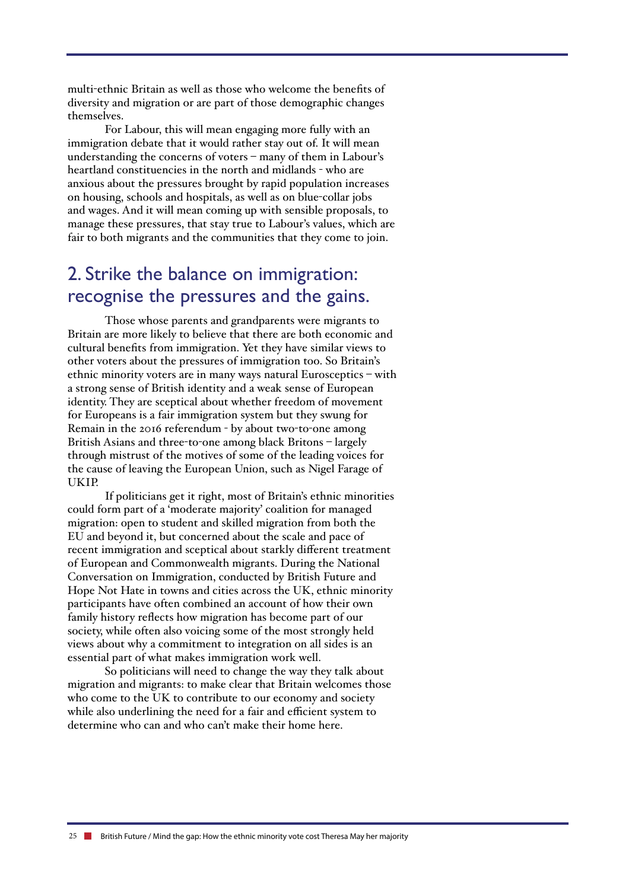multi-ethnic Britain as well as those who welcome the benefits of diversity and migration or are part of those demographic changes themselves.

For Labour, this will mean engaging more fully with an immigration debate that it would rather stay out of. It will mean understanding the concerns of voters – many of them in Labour's heartland constituencies in the north and midlands - who are anxious about the pressures brought by rapid population increases on housing, schools and hospitals, as well as on blue-collar jobs and wages. And it will mean coming up with sensible proposals, to manage these pressures, that stay true to Labour's values, which are fair to both migrants and the communities that they come to join.

## 2. Strike the balance on immigration: recognise the pressures and the gains.

Those whose parents and grandparents were migrants to Britain are more likely to believe that there are both economic and cultural benefits from immigration. Yet they have similar views to other voters about the pressures of immigration too. So Britain's ethnic minority voters are in many ways natural Eurosceptics – with a strong sense of British identity and a weak sense of European identity. They are sceptical about whether freedom of movement for Europeans is a fair immigration system but they swung for Remain in the 2016 referendum - by about two-to-one among British Asians and three-to-one among black Britons – largely through mistrust of the motives of some of the leading voices for the cause of leaving the European Union, such as Nigel Farage of UKIP.

If politicians get it right, most of Britain's ethnic minorities could form part of a 'moderate majority' coalition for managed migration: open to student and skilled migration from both the EU and beyond it, but concerned about the scale and pace of recent immigration and sceptical about starkly different treatment of European and Commonwealth migrants. During the National Conversation on Immigration, conducted by British Future and Hope Not Hate in towns and cities across the UK, ethnic minority participants have often combined an account of how their own family history reflects how migration has become part of our society, while often also voicing some of the most strongly held views about why a commitment to integration on all sides is an essential part of what makes immigration work well.

So politicians will need to change the way they talk about migration and migrants: to make clear that Britain welcomes those who come to the UK to contribute to our economy and society while also underlining the need for a fair and efficient system to determine who can and who can't make their home here.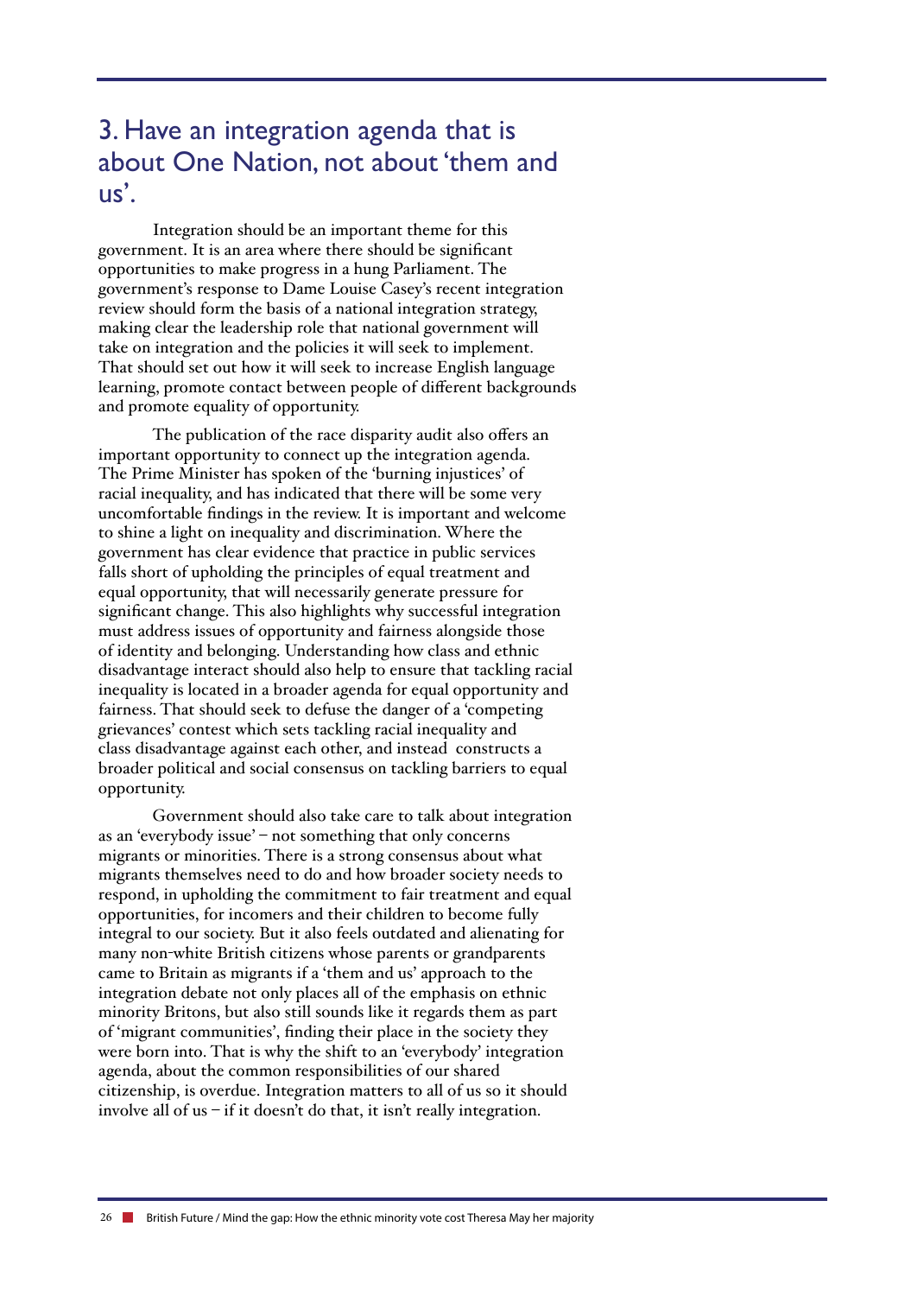## 3. Have an integration agenda that is about One Nation, not about 'them and us'.

Integration should be an important theme for this government. It is an area where there should be significant opportunities to make progress in a hung Parliament. The government's response to Dame Louise Casey's recent integration review should form the basis of a national integration strategy, making clear the leadership role that national government will take on integration and the policies it will seek to implement. That should set out how it will seek to increase English language learning, promote contact between people of different backgrounds and promote equality of opportunity.

The publication of the race disparity audit also offers an important opportunity to connect up the integration agenda. The Prime Minister has spoken of the 'burning injustices' of racial inequality, and has indicated that there will be some very uncomfortable findings in the review. It is important and welcome to shine a light on inequality and discrimination. Where the government has clear evidence that practice in public services falls short of upholding the principles of equal treatment and equal opportunity, that will necessarily generate pressure for significant change. This also highlights why successful integration must address issues of opportunity and fairness alongside those of identity and belonging. Understanding how class and ethnic disadvantage interact should also help to ensure that tackling racial inequality is located in a broader agenda for equal opportunity and fairness. That should seek to defuse the danger of a 'competing grievances' contest which sets tackling racial inequality and class disadvantage against each other, and instead constructs a broader political and social consensus on tackling barriers to equal opportunity.

Government should also take care to talk about integration as an 'everybody issue' – not something that only concerns migrants or minorities. There is a strong consensus about what migrants themselves need to do and how broader society needs to respond, in upholding the commitment to fair treatment and equal opportunities, for incomers and their children to become fully integral to our society. But it also feels outdated and alienating for many non-white British citizens whose parents or grandparents came to Britain as migrants if a 'them and us' approach to the integration debate not only places all of the emphasis on ethnic minority Britons, but also still sounds like it regards them as part of 'migrant communities', finding their place in the society they were born into. That is why the shift to an 'everybody' integration agenda, about the common responsibilities of our shared citizenship, is overdue. Integration matters to all of us so it should involve all of us – if it doesn't do that, it isn't really integration.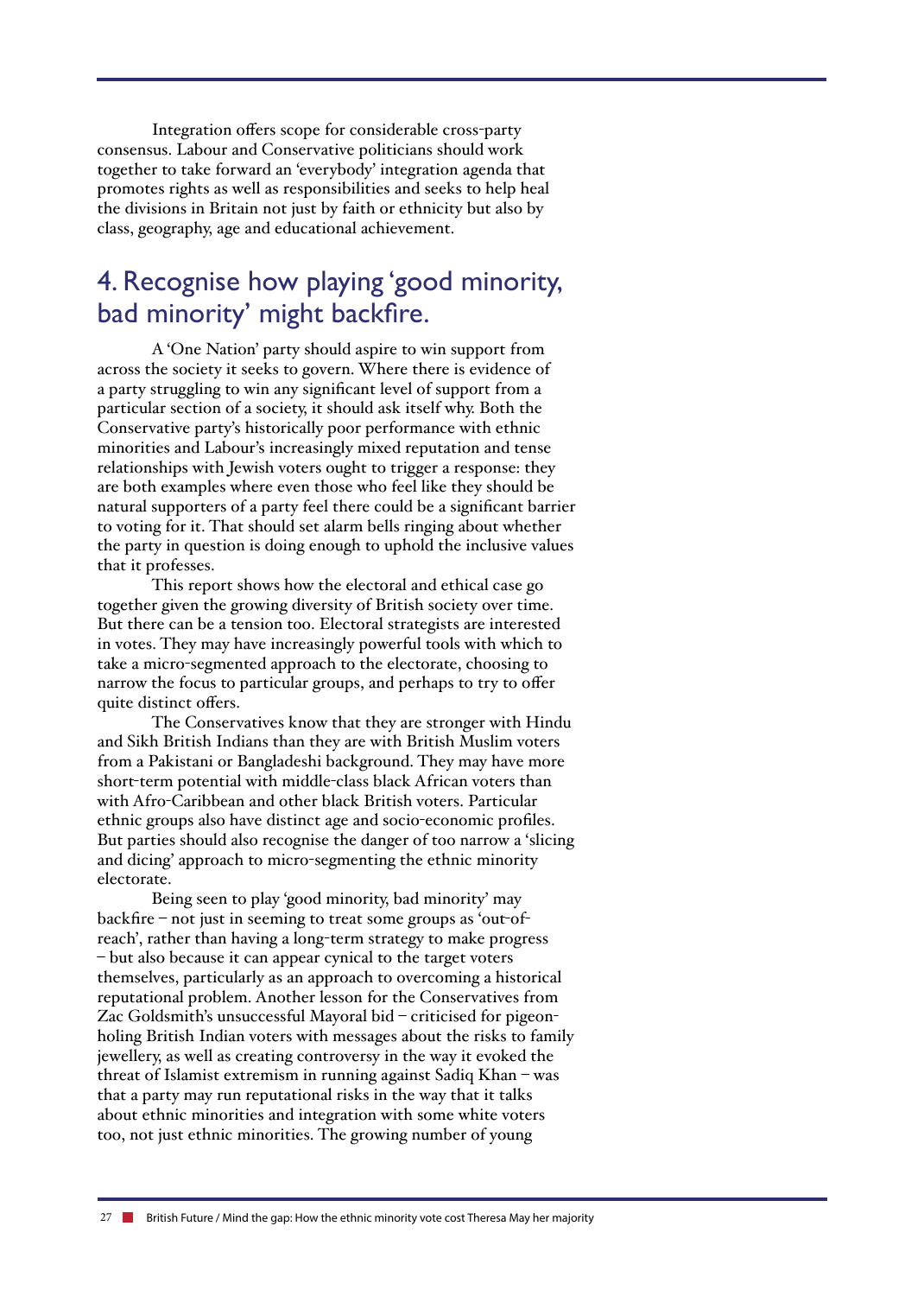Integration offers scope for considerable cross-party consensus. Labour and Conservative politicians should work together to take forward an 'everybody' integration agenda that promotes rights as well as responsibilities and seeks to help heal the divisions in Britain not just by faith or ethnicity but also by class, geography, age and educational achievement.

## 4. Recognise how playing 'good minority, bad minority' might backfire.

A 'One Nation' party should aspire to win support from across the society it seeks to govern. Where there is evidence of a party struggling to win any significant level of support from a particular section of a society, it should ask itself why. Both the Conservative party's historically poor performance with ethnic minorities and Labour's increasingly mixed reputation and tense relationships with Jewish voters ought to trigger a response: they are both examples where even those who feel like they should be natural supporters of a party feel there could be a significant barrier to voting for it. That should set alarm bells ringing about whether the party in question is doing enough to uphold the inclusive values that it professes.

This report shows how the electoral and ethical case go together given the growing diversity of British society over time. But there can be a tension too. Electoral strategists are interested in votes. They may have increasingly powerful tools with which to take a micro-segmented approach to the electorate, choosing to narrow the focus to particular groups, and perhaps to try to offer quite distinct offers.

The Conservatives know that they are stronger with Hindu and Sikh British Indians than they are with British Muslim voters from a Pakistani or Bangladeshi background. They may have more short-term potential with middle-class black African voters than with Afro-Caribbean and other black British voters. Particular ethnic groups also have distinct age and socio-economic profiles. But parties should also recognise the danger of too narrow a 'slicing and dicing' approach to micro-segmenting the ethnic minority electorate.

Being seen to play 'good minority, bad minority' may backfire – not just in seeming to treat some groups as 'out-of-reach', rather than having a long-term strategy to make progress – but also because it can appear cynical to the target voters themselves, particularly as an approach to overcoming a historical reputational problem. Another lesson for the Conservatives from Zac Goldsmith's unsuccessful Mayoral bid – criticised for pigeon-holing British Indian voters with messages about the risks to family jewellery, as well as creating controversy in the way it evoked the threat of Islamist extremism in running against Sadiq Khan – was that a party may run reputational risks in the way that it talks about ethnic minorities and integration with some white voters too, not just ethnic minorities. The growing number of young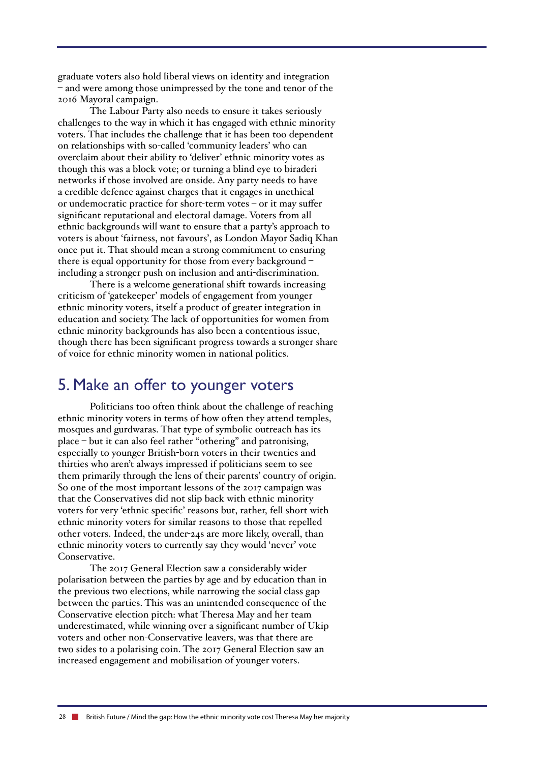graduate voters also hold liberal views on identity and integration – and were among those unimpressed by the tone and tenor of the 2016 Mayoral campaign.

The Labour Party also needs to ensure it takes seriously challenges to the way in which it has engaged with ethnic minority voters. That includes the challenge that it has been too dependent on relationships with so-called 'community leaders' who can overclaim about their ability to 'deliver' ethnic minority votes as though this was a block vote; or turning a blind eye to biraderi networks if those involved are onside. Any party needs to have a credible defence against charges that it engages in unethical or undemocratic practice for short-term votes – or it may suffer significant reputational and electoral damage. Voters from all ethnic backgrounds will want to ensure that a party's approach to voters is about 'fairness, not favours', as London Mayor Sadiq Khan once put it. That should mean a strong commitment to ensuring there is equal opportunity for those from every background – including a stronger push on inclusion and anti-discrimination.

There is a welcome generational shift towards increasing criticism of 'gatekeeper' models of engagement from younger ethnic minority voters, itself a product of greater integration in education and society. The lack of opportunities for women from ethnic minority backgrounds has also been a contentious issue, though there has been significant progress towards a stronger share of voice for ethnic minority women in national politics.

## 5. Make an offer to younger voters

Politicians too often think about the challenge of reaching ethnic minority voters in terms of how often they attend temples, mosques and gurdwaras. That type of symbolic outreach has its place – but it can also feel rather "othering" and patronising, especially to younger British-born voters in their twenties and thirties who aren't always impressed if politicians seem to see them primarily through the lens of their parents' country of origin. So one of the most important lessons of the 2017 campaign was that the Conservatives did not slip back with ethnic minority voters for very 'ethnic specific' reasons but, rather, fell short with ethnic minority voters for similar reasons to those that repelled other voters. Indeed, the under-24s are more likely, overall, than ethnic minority voters to currently say they would 'never' vote Conservative.

The 2017 General Election saw a considerably wider polarisation between the parties by age and by education than in the previous two elections, while narrowing the social class gap between the parties. This was an unintended consequence of the Conservative election pitch: what Theresa May and her team underestimated, while winning over a significant number of Ukip voters and other non-Conservative leavers, was that there are two sides to a polarising coin. The 2017 General Election saw an increased engagement and mobilisation of younger voters.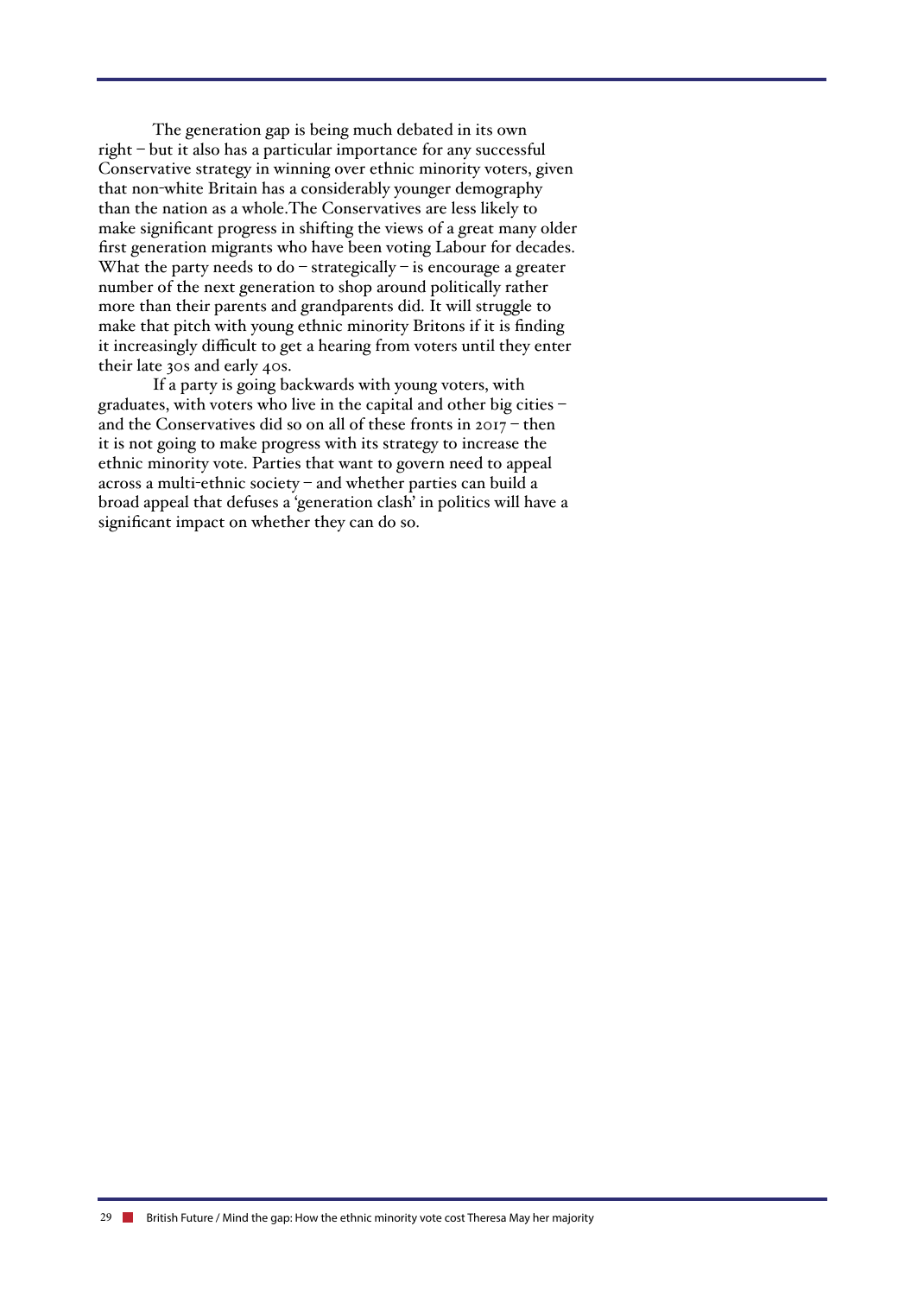The generation gap is being much debated in its own right – but it also has a particular importance for any successful Conservative strategy in winning over ethnic minority voters, given that non-white Britain has a considerably younger demography than the nation as a whole.The Conservatives are less likely to make significant progress in shifting the views of a great many older first generation migrants who have been voting Labour for decades. What the party needs to do – strategically – is encourage a greater number of the next generation to shop around politically rather more than their parents and grandparents did. It will struggle to make that pitch with young ethnic minority Britons if it is finding it increasingly difficult to get a hearing from voters until they enter their late 30s and early 40s.

If a party is going backwards with young voters, with graduates, with voters who live in the capital and other big cities – and the Conservatives did so on all of these fronts in 2017 – then it is not going to make progress with its strategy to increase the ethnic minority vote. Parties that want to govern need to appeal across a multi-ethnic society – and whether parties can build a broad appeal that defuses a 'generation clash' in politics will have a significant impact on whether they can do so.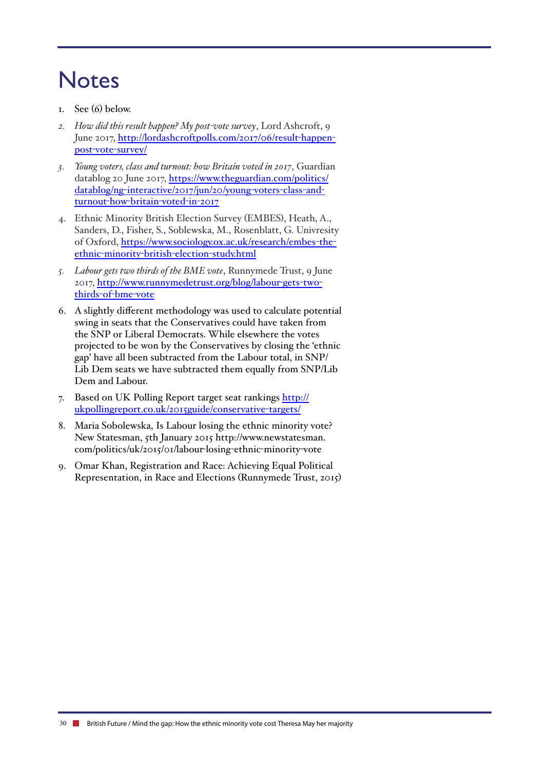# Notes

1. See (6) below.
2. *How did this result happen? My post-vote survey*, Lord Ashcroft, 9 June 2017, http://lordashcroftpolls.com/2017/06/result-happen-post-vote-survey/
3. *Young voters, class and turnout: how Britain voted in 2017*, Guardian datablog 20 June 2017, https://www.theguardian.com/politics/datablog/ng-interactive/2017/jun/20/young-voters-class-and-turnout-how-britain-voted-in-2017
4. Ethnic Minority British Election Survey (EMBES), Heath, A., Sanders, D., Fisher, S., Soblewska, M., Rosenblatt, G. Univresity of Oxford, https://www.sociology.ox.ac.uk/research/embes-the-ethnic-minority-british-election-study.html
5. *Labour gets two thirds of the BME vote*, Runnymede Trust, 9 June 2017, http://www.runnymedetrust.org/blog/labour-gets-two-thirds-of-bme-vote
6. A slightly different methodology was used to calculate potential swing in seats that the Conservatives could have taken from the SNP or Liberal Democrats. While elsewhere the votes projected to be won by the Conservatives by closing the 'ethnic gap' have all been subtracted from the Labour total, in SNP/Lib Dem seats we have subtracted them equally from SNP/Lib Dem and Labour.
7. Based on UK Polling Report target seat rankings http://ukpollingreport.co.uk/2015guide/conservative-targets/
8. Maria Sobolewska, Is Labour losing the ethnic minority vote? New Statesman, 5th January 2015 http://www.newstatesman.com/politics/uk/2015/01/labour-losing-ethnic-minority-vote
9. Omar Khan, Registration and Race: Achieving Equal Political Representation, in Race and Elections (Runnymede Trust, 2015)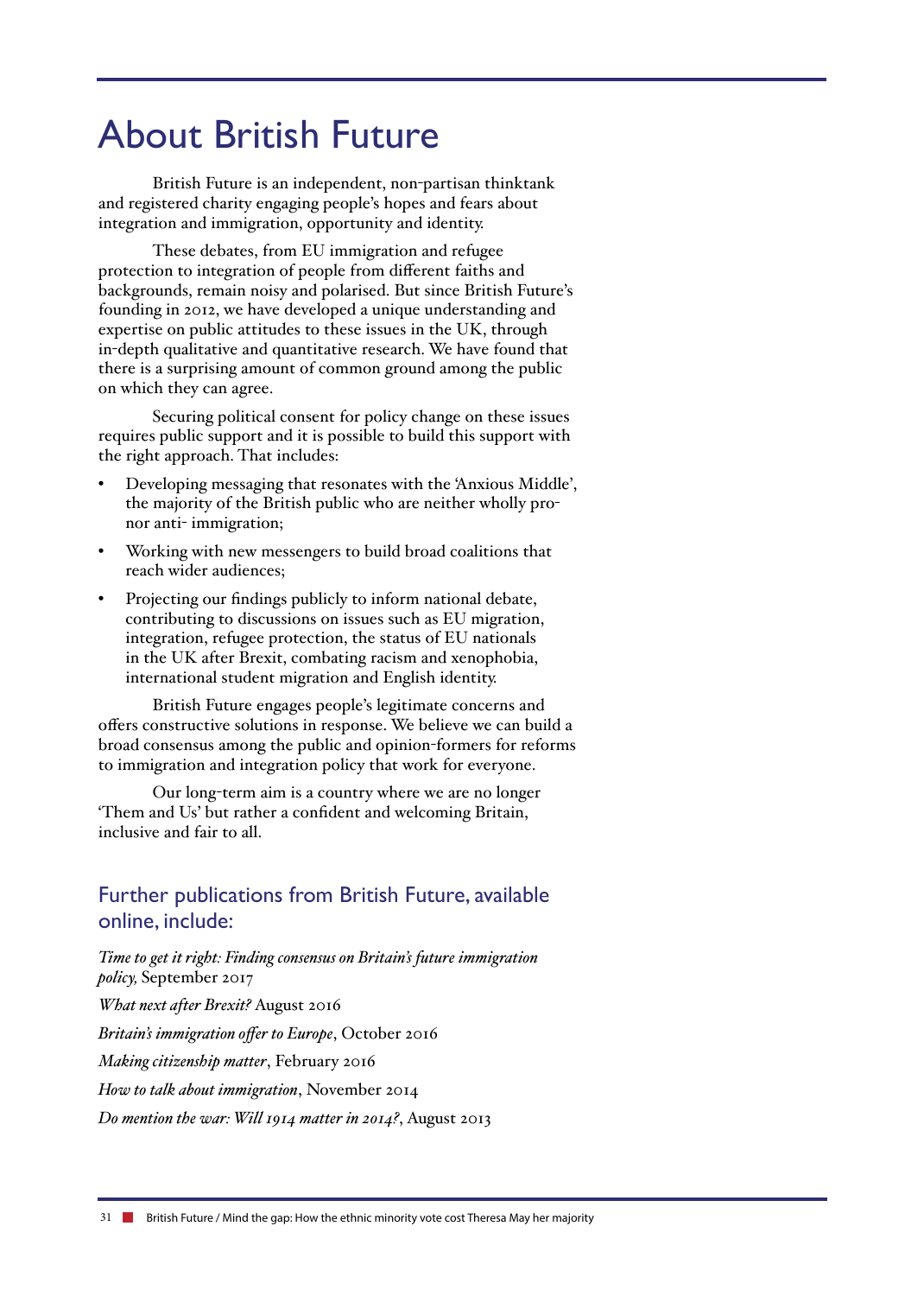# About British Future

British Future is an independent, non-partisan thinktank and registered charity engaging people's hopes and fears about integration and immigration, opportunity and identity.

These debates, from EU immigration and refugee protection to integration of people from different faiths and backgrounds, remain noisy and polarised. But since British Future's founding in 2012, we have developed a unique understanding and expertise on public attitudes to these issues in the UK, through in-depth qualitative and quantitative research. We have found that there is a surprising amount of common ground among the public on which they can agree.

Securing political consent for policy change on these issues requires public support and it is possible to build this support with the right approach. That includes:

- Developing messaging that resonates with the 'Anxious Middle', the majority of the British public who are neither wholly pro- nor anti- immigration;
- Working with new messengers to build broad coalitions that reach wider audiences;
- Projecting our findings publicly to inform national debate, contributing to discussions on issues such as EU migration, integration, refugee protection, the status of EU nationals in the UK after Brexit, combating racism and xenophobia, international student migration and English identity.

British Future engages people's legitimate concerns and offers constructive solutions in response. We believe we can build a broad consensus among the public and opinion-formers for reforms to immigration and integration policy that work for everyone.

Our long-term aim is a country where we are no longer 'Them and Us' but rather a confident and welcoming Britain, inclusive and fair to all.

## Further publications from British Future, available online, include:

*Time to get it right: Finding consensus on Britain's future immigration policy,* September 2017

*What next after Brexit?* August 2016

*Britain's immigration offer to Europe*, October 2016

*Making citizenship matter*, February 2016

*How to talk about immigration*, November 2014

*Do mention the war: Will 1914 matter in 2014?*, August 2013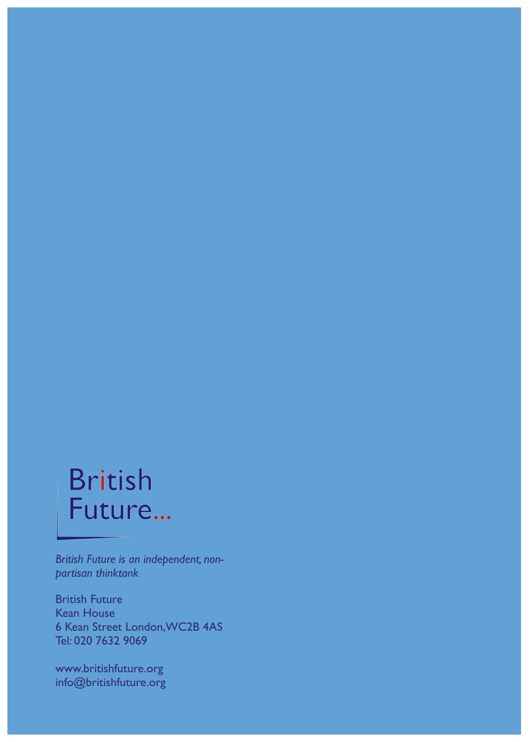British
Future...

*British Future is an independent, non-partisan thinktank*

British Future
Kean House
6 Kean Street London, WC2B 4AS
Tel: 020 7632 9069

www.britishfuture.org
info@britishfuture.org